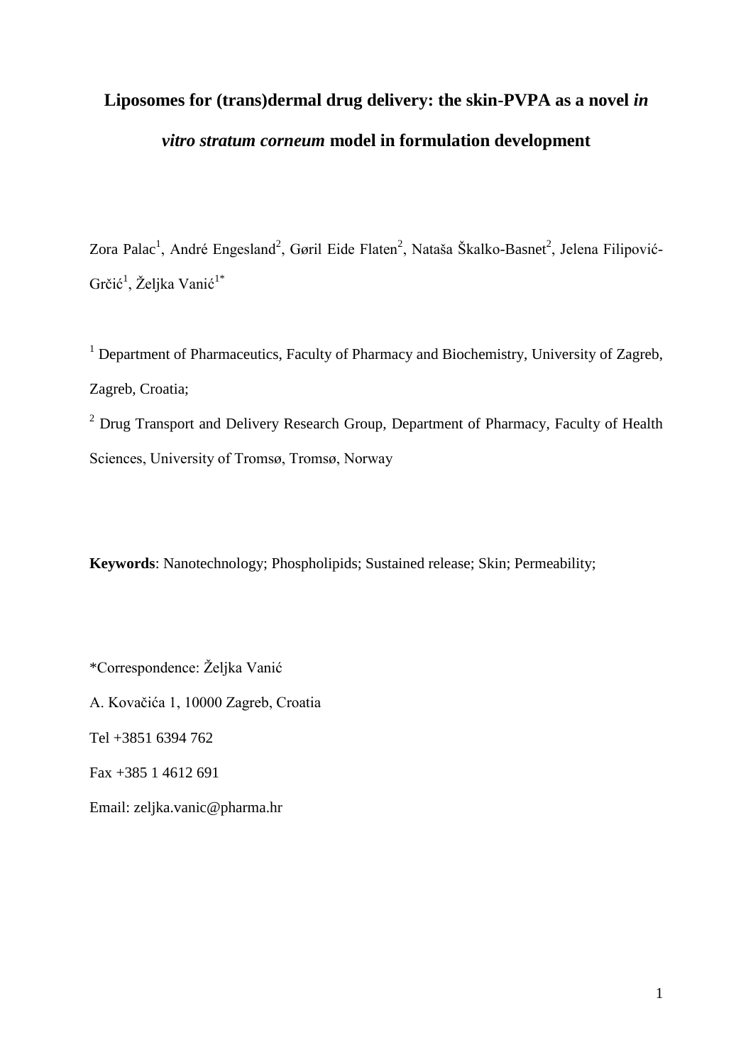# Liposomes for (trans)dermal drug delivery: the skin-PVPA as a novel *in vitro stratum corneum* model in formulation development

Zora Palac[1], André Engesland[2], Gøril Eide Flaten[2], Nataša Škalko-Basnet[2], Jelena Filipović-Grčić[1], Željka Vanić[1*]

[1] Department of Pharmaceutics, Faculty of Pharmacy and Biochemistry, University of Zagreb, Zagreb, Croatia;

[2] Drug Transport and Delivery Research Group, Department of Pharmacy, Faculty of Health Sciences, University of Tromsø, Tromsø, Norway

**Keywords**: Nanotechnology; Phospholipids; Sustained release; Skin; Permeability;

*Correspondence: Željka Vanić

A. Kovačića 1, 10000 Zagreb, Croatia

Tel +3851 6394 762

Fax +385 1 4612 691

Email: zeljka.vanic@pharma.hr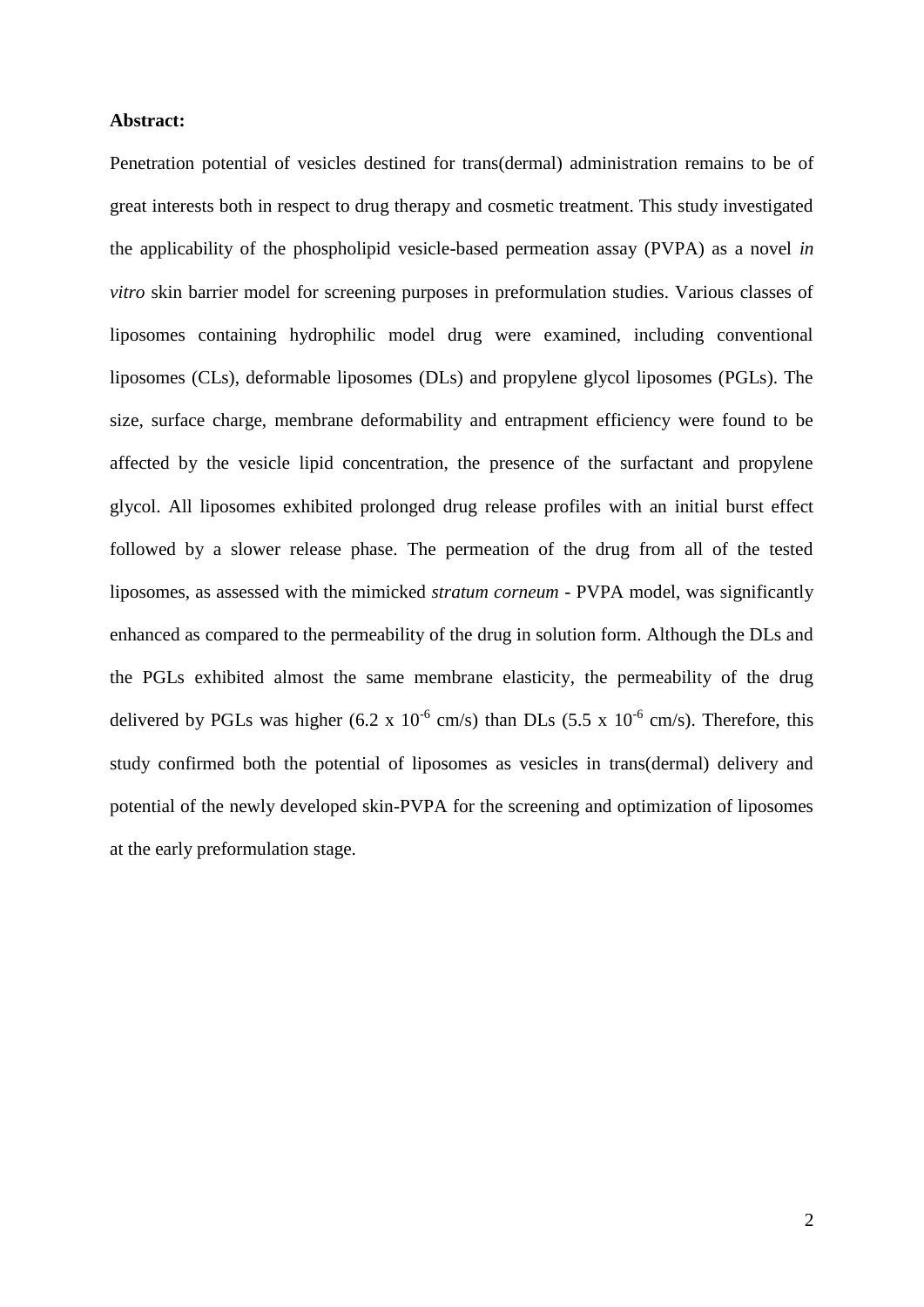**Abstract:**

Penetration potential of vesicles destined for trans(dermal) administration remains to be of great interests both in respect to drug therapy and cosmetic treatment. This study investigated the applicability of the phospholipid vesicle-based permeation assay (PVPA) as a novel *in vitro* skin barrier model for screening purposes in preformulation studies. Various classes of liposomes containing hydrophilic model drug were examined, including conventional liposomes (CLs), deformable liposomes (DLs) and propylene glycol liposomes (PGLs). The size, surface charge, membrane deformability and entrapment efficiency were found to be affected by the vesicle lipid concentration, the presence of the surfactant and propylene glycol. All liposomes exhibited prolonged drug release profiles with an initial burst effect followed by a slower release phase. The permeation of the drug from all of the tested liposomes, as assessed with the mimicked *stratum corneum* - PVPA model, was significantly enhanced as compared to the permeability of the drug in solution form. Although the DLs and the PGLs exhibited almost the same membrane elasticity, the permeability of the drug delivered by PGLs was higher ($6.2 \times 10^{-6}$ cm/s) than DLs ($5.5 \times 10^{-6}$ cm/s). Therefore, this study confirmed both the potential of liposomes as vesicles in trans(dermal) delivery and potential of the newly developed skin-PVPA for the screening and optimization of liposomes at the early preformulation stage.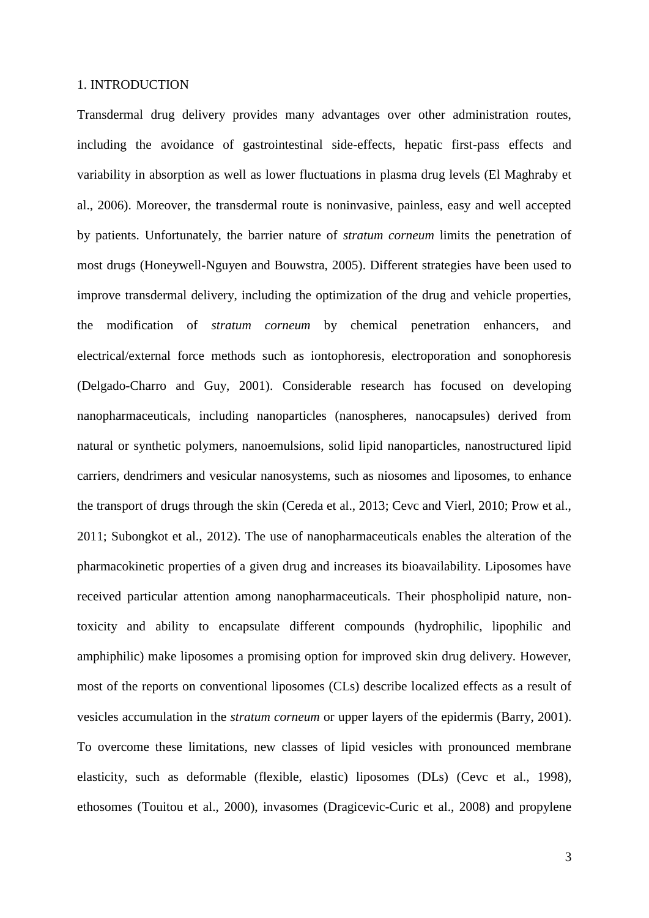## 1. INTRODUCTION

Transdermal drug delivery provides many advantages over other administration routes, including the avoidance of gastrointestinal side-effects, hepatic first-pass effects and variability in absorption as well as lower fluctuations in plasma drug levels (El Maghraby et al., 2006). Moreover, the transdermal route is noninvasive, painless, easy and well accepted by patients. Unfortunately, the barrier nature of *stratum corneum* limits the penetration of most drugs (Honeywell-Nguyen and Bouwstra, 2005). Different strategies have been used to improve transdermal delivery, including the optimization of the drug and vehicle properties, the modification of *stratum corneum* by chemical penetration enhancers, and electrical/external force methods such as iontophoresis, electroporation and sonophoresis (Delgado-Charro and Guy, 2001). Considerable research has focused on developing nanopharmaceuticals, including nanoparticles (nanospheres, nanocapsules) derived from natural or synthetic polymers, nanoemulsions, solid lipid nanoparticles, nanostructured lipid carriers, dendrimers and vesicular nanosystems, such as niosomes and liposomes, to enhance the transport of drugs through the skin (Cereda et al., 2013; Cevc and Vierl, 2010; Prow et al., 2011; Subongkot et al., 2012). The use of nanopharmaceuticals enables the alteration of the pharmacokinetic properties of a given drug and increases its bioavailability. Liposomes have received particular attention among nanopharmaceuticals. Their phospholipid nature, non-toxicity and ability to encapsulate different compounds (hydrophilic, lipophilic and amphiphilic) make liposomes a promising option for improved skin drug delivery. However, most of the reports on conventional liposomes (CLs) describe localized effects as a result of vesicles accumulation in the *stratum corneum* or upper layers of the epidermis (Barry, 2001). To overcome these limitations, new classes of lipid vesicles with pronounced membrane elasticity, such as deformable (flexible, elastic) liposomes (DLs) (Cevc et al., 1998), ethosomes (Touitou et al., 2000), invasomes (Dragicevic-Curic et al., 2008) and propylene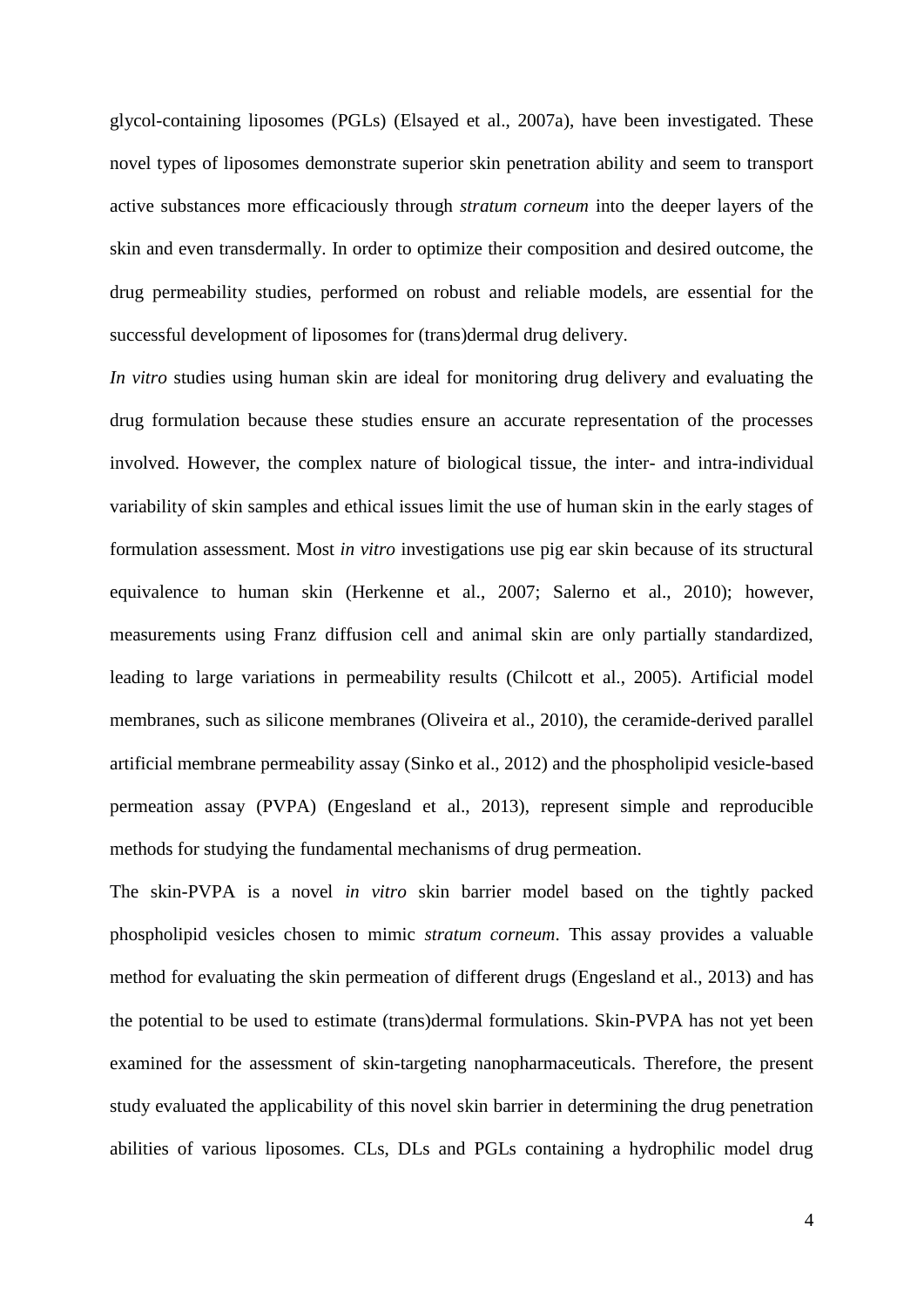glycol-containing liposomes (PGLs) (Elsayed et al., 2007a), have been investigated. These novel types of liposomes demonstrate superior skin penetration ability and seem to transport active substances more efficaciously through *stratum corneum* into the deeper layers of the skin and even transdermally. In order to optimize their composition and desired outcome, the drug permeability studies, performed on robust and reliable models, are essential for the successful development of liposomes for (trans)dermal drug delivery.

*In vitro* studies using human skin are ideal for monitoring drug delivery and evaluating the drug formulation because these studies ensure an accurate representation of the processes involved. However, the complex nature of biological tissue, the inter- and intra-individual variability of skin samples and ethical issues limit the use of human skin in the early stages of formulation assessment. Most *in vitro* investigations use pig ear skin because of its structural equivalence to human skin (Herkenne et al., 2007; Salerno et al., 2010); however, measurements using Franz diffusion cell and animal skin are only partially standardized, leading to large variations in permeability results (Chilcott et al., 2005). Artificial model membranes, such as silicone membranes (Oliveira et al., 2010), the ceramide-derived parallel artificial membrane permeability assay (Sinko et al., 2012) and the phospholipid vesicle-based permeation assay (PVPA) (Engesland et al., 2013), represent simple and reproducible methods for studying the fundamental mechanisms of drug permeation.

The skin-PVPA is a novel *in vitro* skin barrier model based on the tightly packed phospholipid vesicles chosen to mimic *stratum corneum*. This assay provides a valuable method for evaluating the skin permeation of different drugs (Engesland et al., 2013) and has the potential to be used to estimate (trans)dermal formulations. Skin-PVPA has not yet been examined for the assessment of skin-targeting nanopharmaceuticals. Therefore, the present study evaluated the applicability of this novel skin barrier in determining the drug penetration abilities of various liposomes. CLs, DLs and PGLs containing a hydrophilic model drug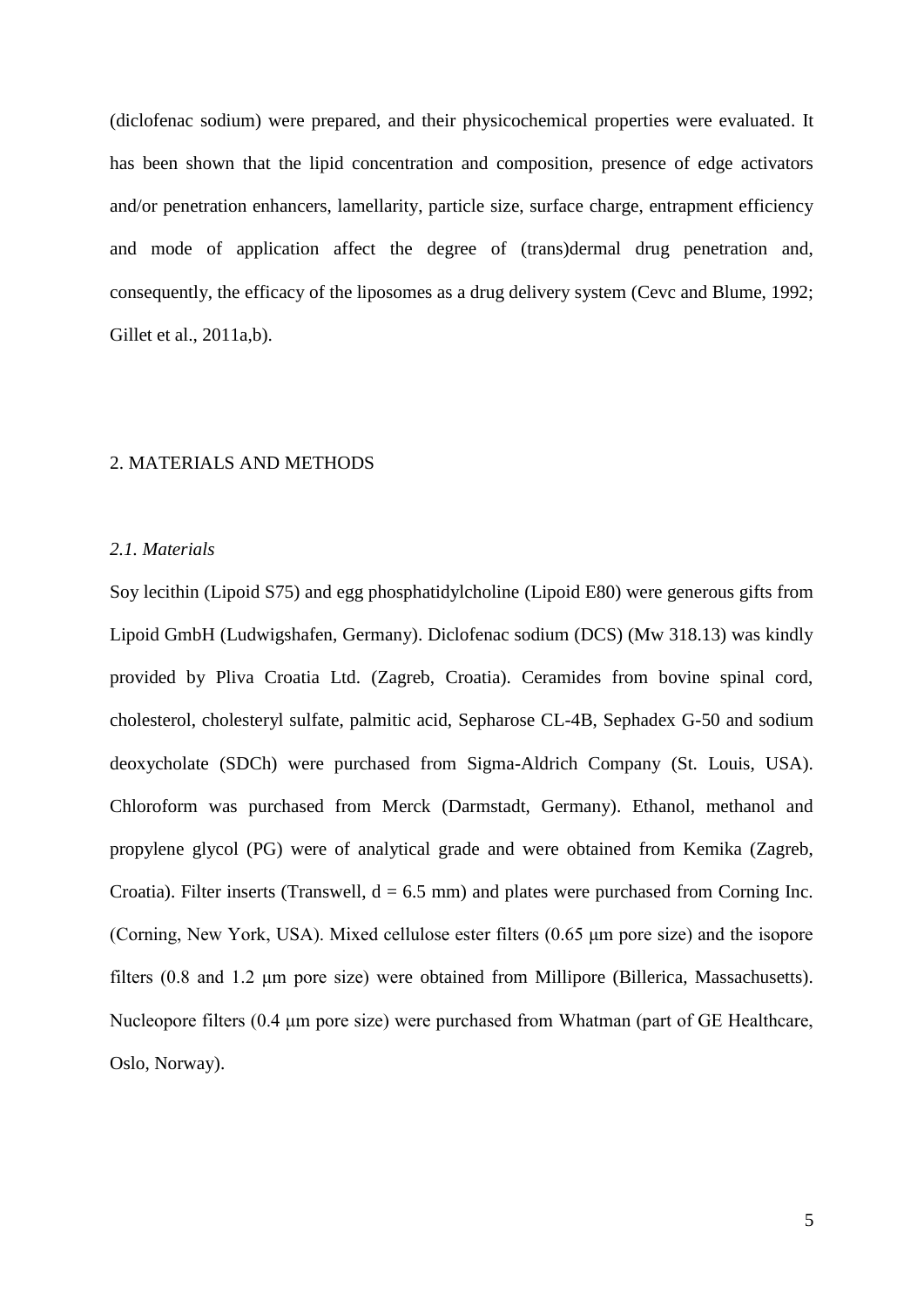(diclofenac sodium) were prepared, and their physicochemical properties were evaluated. It has been shown that the lipid concentration and composition, presence of edge activators and/or penetration enhancers, lamellarity, particle size, surface charge, entrapment efficiency and mode of application affect the degree of (trans)dermal drug penetration and, consequently, the efficacy of the liposomes as a drug delivery system (Cevc and Blume, 1992; Gillet et al., 2011a,b).

## 2. MATERIALS AND METHODS

### *2.1. Materials*

Soy lecithin (Lipoid S75) and egg phosphatidylcholine (Lipoid E80) were generous gifts from Lipoid GmbH (Ludwigshafen, Germany). Diclofenac sodium (DCS) (Mw 318.13) was kindly provided by Pliva Croatia Ltd. (Zagreb, Croatia). Ceramides from bovine spinal cord, cholesterol, cholesteryl sulfate, palmitic acid, Sepharose CL-4B, Sephadex G-50 and sodium deoxycholate (SDCh) were purchased from Sigma-Aldrich Company (St. Louis, USA). Chloroform was purchased from Merck (Darmstadt, Germany). Ethanol, methanol and propylene glycol (PG) were of analytical grade and were obtained from Kemika (Zagreb, Croatia). Filter inserts (Transwell, d = 6.5 mm) and plates were purchased from Corning Inc. (Corning, New York, USA). Mixed cellulose ester filters (0.65 μm pore size) and the isopore filters (0.8 and 1.2 μm pore size) were obtained from Millipore (Billerica, Massachusetts). Nucleopore filters (0.4 μm pore size) were purchased from Whatman (part of GE Healthcare, Oslo, Norway).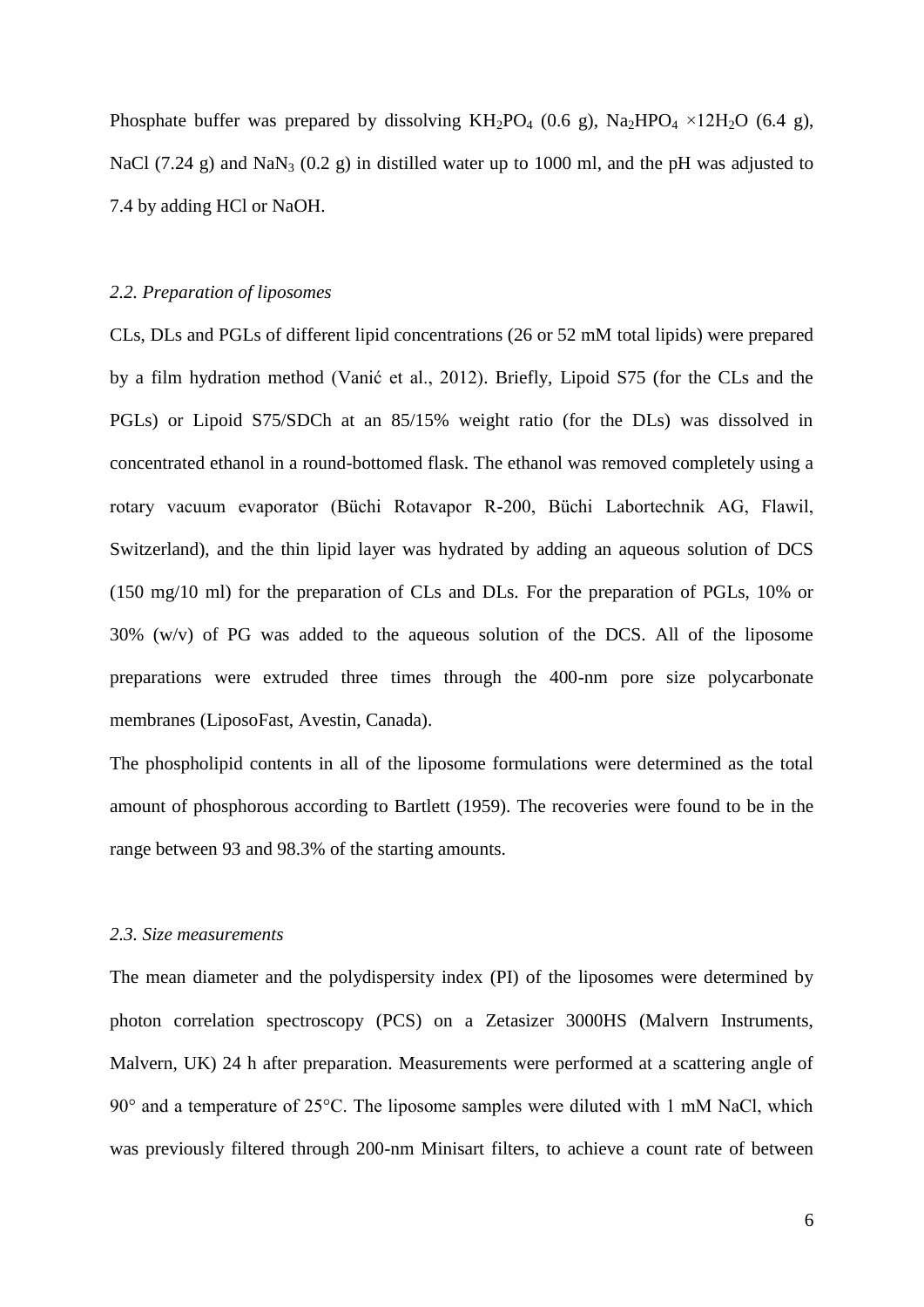Phosphate buffer was prepared by dissolving $KH_2PO_4$ (0.6 g), $Na_2HPO_4 \times 12H_2O$ (6.4 g), NaCl (7.24 g) and $NaN_3$ (0.2 g) in distilled water up to 1000 ml, and the pH was adjusted to 7.4 by adding HCl or NaOH.

### *2.2. Preparation of liposomes*

CLs, DLs and PGLs of different lipid concentrations (26 or 52 mM total lipids) were prepared by a film hydration method (Vanić et al., 2012). Briefly, Lipoid S75 (for the CLs and the PGLs) or Lipoid S75/SDCh at an 85/15% weight ratio (for the DLs) was dissolved in concentrated ethanol in a round-bottomed flask. The ethanol was removed completely using a rotary vacuum evaporator (Büchi Rotavapor R-200, Büchi Labortechnik AG, Flawil, Switzerland), and the thin lipid layer was hydrated by adding an aqueous solution of DCS (150 mg/10 ml) for the preparation of CLs and DLs. For the preparation of PGLs, 10% or 30% (w/v) of PG was added to the aqueous solution of the DCS. All of the liposome preparations were extruded three times through the 400-nm pore size polycarbonate membranes (LiposoFast, Avestin, Canada).

The phospholipid contents in all of the liposome formulations were determined as the total amount of phosphorous according to Bartlett (1959). The recoveries were found to be in the range between 93 and 98.3% of the starting amounts.

### *2.3. Size measurements*

The mean diameter and the polydispersity index (PI) of the liposomes were determined by photon correlation spectroscopy (PCS) on a Zetasizer 3000HS (Malvern Instruments, Malvern, UK) 24 h after preparation. Measurements were performed at a scattering angle of 90° and a temperature of 25°C. The liposome samples were diluted with 1 mM NaCl, which was previously filtered through 200-nm Minisart filters, to achieve a count rate of between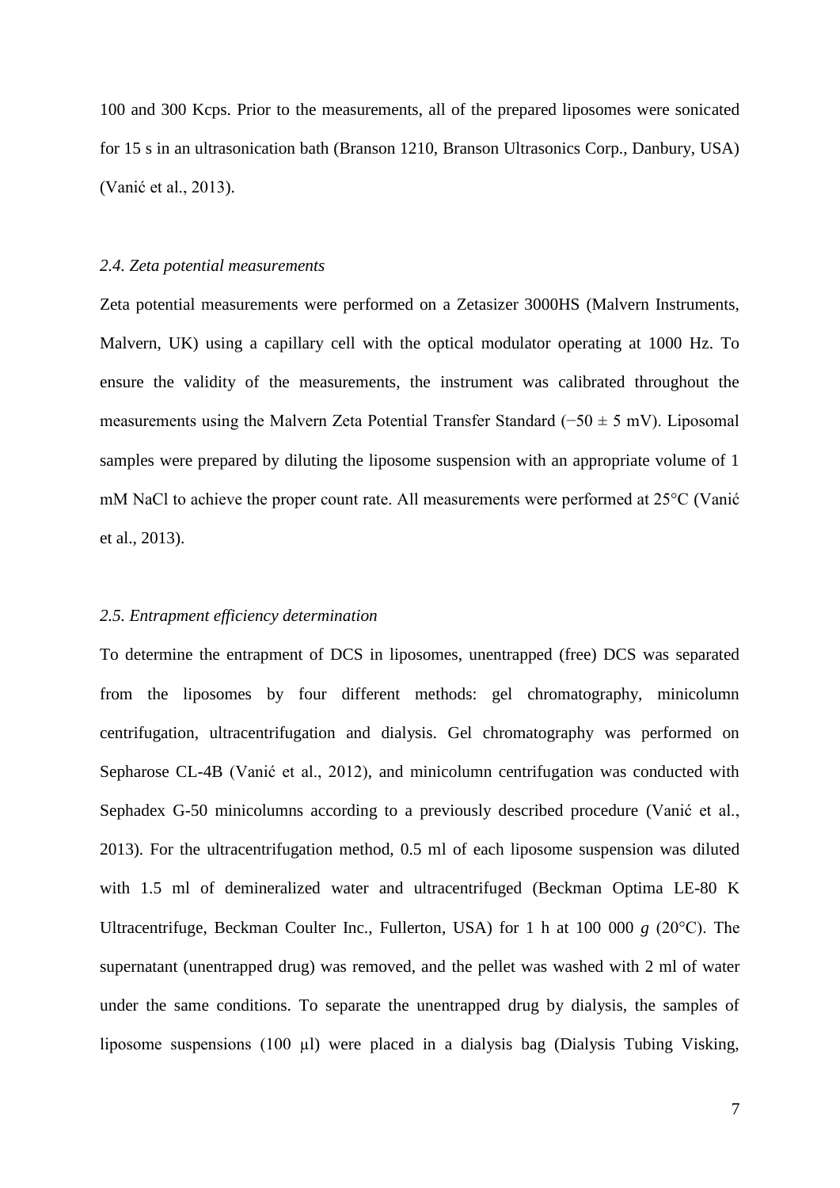100 and 300 Kcps. Prior to the measurements, all of the prepared liposomes were sonicated for 15 s in an ultrasonication bath (Branson 1210, Branson Ultrasonics Corp., Danbury, USA) (Vanić et al., 2013).

### *2.4. Zeta potential measurements*

Zeta potential measurements were performed on a Zetasizer 3000HS (Malvern Instruments, Malvern, UK) using a capillary cell with the optical modulator operating at 1000 Hz. To ensure the validity of the measurements, the instrument was calibrated throughout the measurements using the Malvern Zeta Potential Transfer Standard (−50 ± 5 mV). Liposomal samples were prepared by diluting the liposome suspension with an appropriate volume of 1 mM NaCl to achieve the proper count rate. All measurements were performed at 25°C (Vanić et al., 2013).

### *2.5. Entrapment efficiency determination*

To determine the entrapment of DCS in liposomes, unentrapped (free) DCS was separated from the liposomes by four different methods: gel chromatography, minicolumn centrifugation, ultracentrifugation and dialysis. Gel chromatography was performed on Sepharose CL-4B (Vanić et al., 2012), and minicolumn centrifugation was conducted with Sephadex G-50 minicolumns according to a previously described procedure (Vanić et al., 2013). For the ultracentrifugation method, 0.5 ml of each liposome suspension was diluted with 1.5 ml of demineralized water and ultracentrifuged (Beckman Optima LE-80 K Ultracentrifuge, Beckman Coulter Inc., Fullerton, USA) for 1 h at 100 000 *g* (20°C). The supernatant (unentrapped drug) was removed, and the pellet was washed with 2 ml of water under the same conditions. To separate the unentrapped drug by dialysis, the samples of liposome suspensions (100 μl) were placed in a dialysis bag (Dialysis Tubing Visking,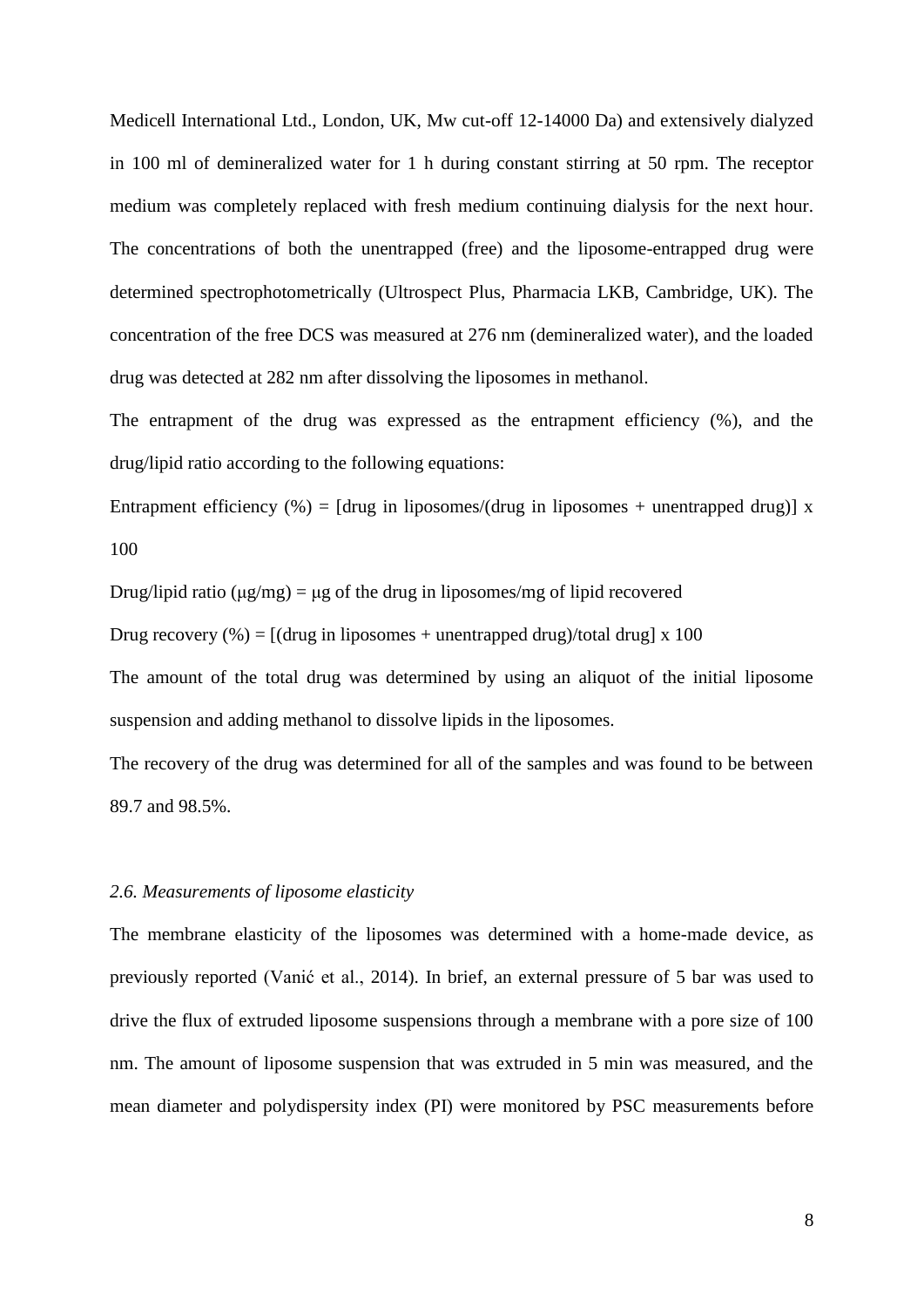Medicell International Ltd., London, UK, Mw cut-off 12-14000 Da) and extensively dialyzed in 100 ml of demineralized water for 1 h during constant stirring at 50 rpm. The receptor medium was completely replaced with fresh medium continuing dialysis for the next hour. The concentrations of both the unentrapped (free) and the liposome-entrapped drug were determined spectrophotometrically (Ultrospect Plus, Pharmacia LKB, Cambridge, UK). The concentration of the free DCS was measured at 276 nm (demineralized water), and the loaded drug was detected at 282 nm after dissolving the liposomes in methanol.

The entrapment of the drug was expressed as the entrapment efficiency (%), and the drug/lipid ratio according to the following equations:

Entrapment efficiency (%) = [drug in liposomes/(drug in liposomes + unentrapped drug)] x 100

Drug/lipid ratio (μg/mg) = μg of the drug in liposomes/mg of lipid recovered

Drug recovery (%) = [(drug in liposomes + unentrapped drug)/total drug] x 100

The amount of the total drug was determined by using an aliquot of the initial liposome suspension and adding methanol to dissolve lipids in the liposomes.

The recovery of the drug was determined for all of the samples and was found to be between 89.7 and 98.5%.

### *2.6. Measurements of liposome elasticity*

The membrane elasticity of the liposomes was determined with a home-made device, as previously reported (Vanić et al., 2014). In brief, an external pressure of 5 bar was used to drive the flux of extruded liposome suspensions through a membrane with a pore size of 100 nm. The amount of liposome suspension that was extruded in 5 min was measured, and the mean diameter and polydispersity index (PI) were monitored by PSC measurements before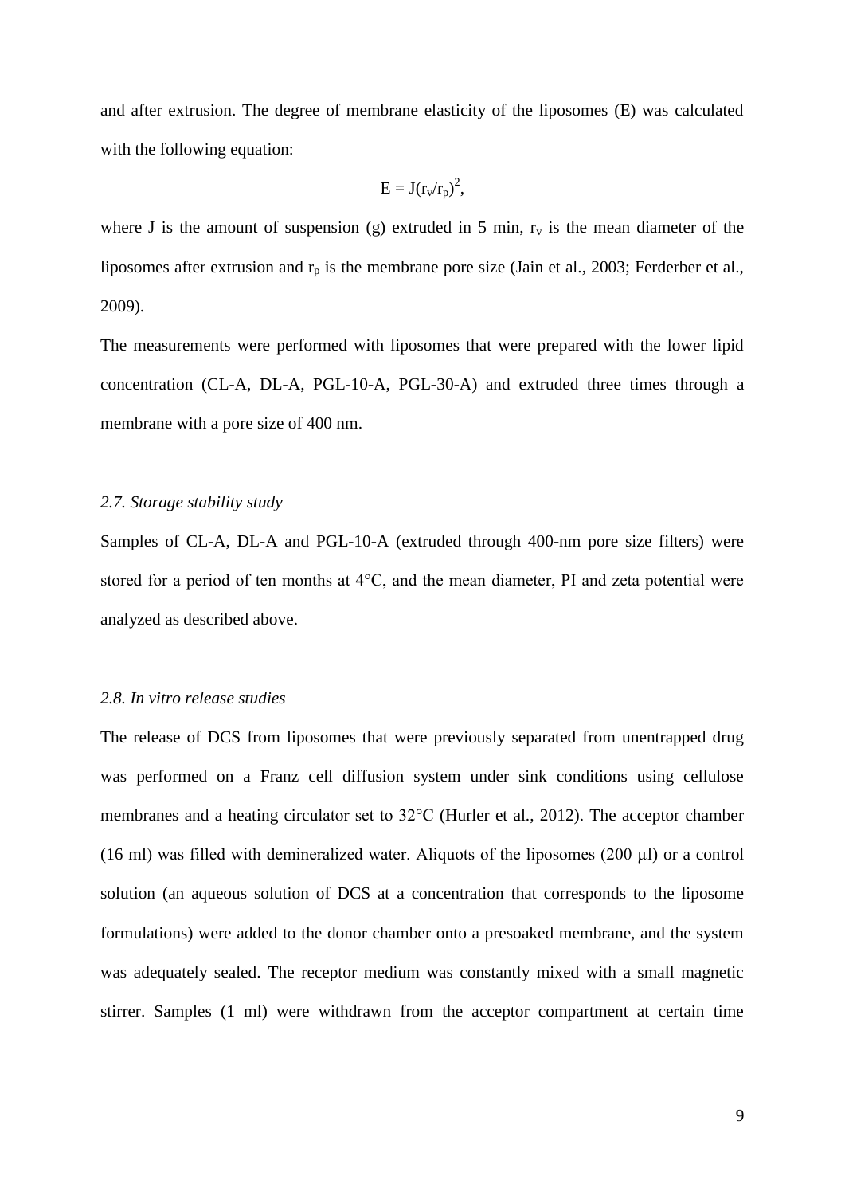and after extrusion. The degree of membrane elasticity of the liposomes (E) was calculated with the following equation:

$$E = J(r_v/r_p)^2,$$

where J is the amount of suspension (g) extruded in 5 min, $r_v$ is the mean diameter of the liposomes after extrusion and $r_p$ is the membrane pore size (Jain et al., 2003; Ferderber et al., 2009).

The measurements were performed with liposomes that were prepared with the lower lipid concentration (CL-A, DL-A, PGL-10-A, PGL-30-A) and extruded three times through a membrane with a pore size of 400 nm.

### *2.7. Storage stability study*

Samples of CL-A, DL-A and PGL-10-A (extruded through 400-nm pore size filters) were stored for a period of ten months at 4°C, and the mean diameter, PI and zeta potential were analyzed as described above.

### *2.8. In vitro release studies*

The release of DCS from liposomes that were previously separated from unentrapped drug was performed on a Franz cell diffusion system under sink conditions using cellulose membranes and a heating circulator set to 32°C (Hurler et al., 2012). The acceptor chamber (16 ml) was filled with demineralized water. Aliquots of the liposomes (200 µl) or a control solution (an aqueous solution of DCS at a concentration that corresponds to the liposome formulations) were added to the donor chamber onto a presoaked membrane, and the system was adequately sealed. The receptor medium was constantly mixed with a small magnetic stirrer. Samples (1 ml) were withdrawn from the acceptor compartment at certain time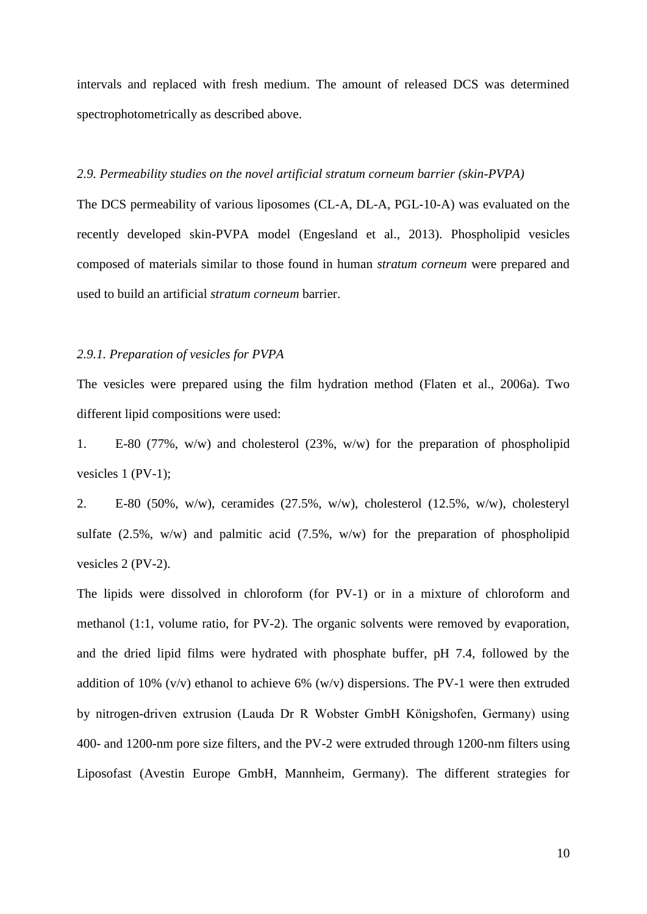intervals and replaced with fresh medium. The amount of released DCS was determined spectrophotometrically as described above.

### *2.9. Permeability studies on the novel artificial stratum corneum barrier (skin-PVPA)*

The DCS permeability of various liposomes (CL-A, DL-A, PGL-10-A) was evaluated on the recently developed skin-PVPA model (Engesland et al., 2013). Phospholipid vesicles composed of materials similar to those found in human *stratum corneum* were prepared and used to build an artificial *stratum corneum* barrier.

#### *2.9.1. Preparation of vesicles for PVPA*

The vesicles were prepared using the film hydration method (Flaten et al., 2006a). Two different lipid compositions were used:

1. E-80 (77%, w/w) and cholesterol (23%, w/w) for the preparation of phospholipid vesicles 1 (PV-1);
2. E-80 (50%, w/w), ceramides (27.5%, w/w), cholesterol (12.5%, w/w), cholesteryl sulfate (2.5%, w/w) and palmitic acid (7.5%, w/w) for the preparation of phospholipid vesicles 2 (PV-2).

The lipids were dissolved in chloroform (for PV-1) or in a mixture of chloroform and methanol (1:1, volume ratio, for PV-2). The organic solvents were removed by evaporation, and the dried lipid films were hydrated with phosphate buffer, pH 7.4, followed by the addition of 10% (v/v) ethanol to achieve 6% (w/v) dispersions. The PV-1 were then extruded by nitrogen-driven extrusion (Lauda Dr R Wobster GmbH Königshofen, Germany) using 400- and 1200-nm pore size filters, and the PV-2 were extruded through 1200-nm filters using Liposofast (Avestin Europe GmbH, Mannheim, Germany). The different strategies for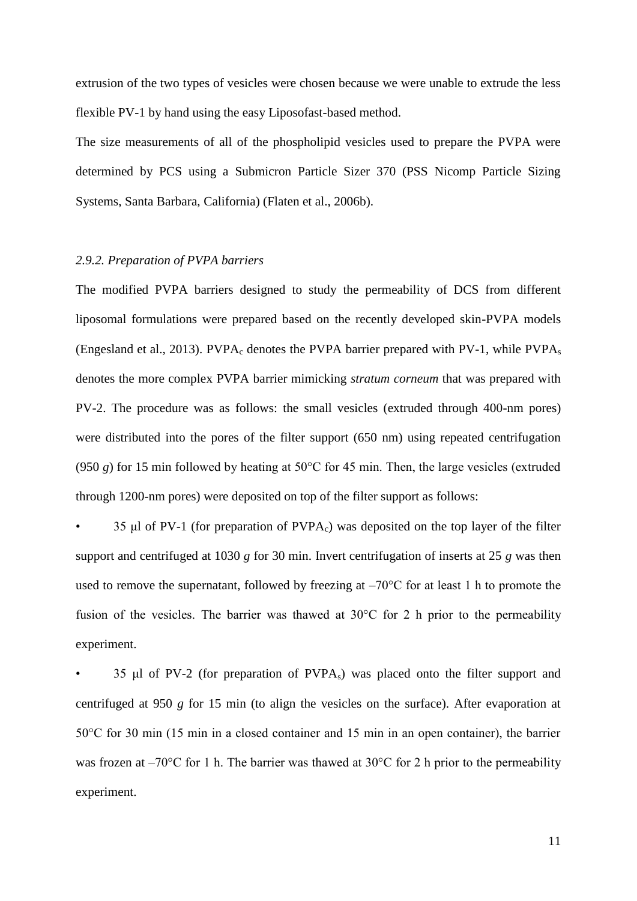extrusion of the two types of vesicles were chosen because we were unable to extrude the less flexible PV-1 by hand using the easy Liposofast-based method.

The size measurements of all of the phospholipid vesicles used to prepare the PVPA were determined by PCS using a Submicron Particle Sizer 370 (PSS Nicomp Particle Sizing Systems, Santa Barbara, California) (Flaten et al., 2006b).

### *2.9.2. Preparation of PVPA barriers*

The modified PVPA barriers designed to study the permeability of DCS from different liposomal formulations were prepared based on the recently developed skin-PVPA models (Engesland et al., 2013). $PVPA_c$ denotes the PVPA barrier prepared with PV-1, while $PVPA_s$ denotes the more complex PVPA barrier mimicking *stratum corneum* that was prepared with PV-2. The procedure was as follows: the small vesicles (extruded through 400-nm pores) were distributed into the pores of the filter support (650 nm) using repeated centrifugation (950 *g*) for 15 min followed by heating at 50°C for 45 min. Then, the large vesicles (extruded through 1200-nm pores) were deposited on top of the filter support as follows:

- 35 μl of PV-1 (for preparation of $PVPA_c$) was deposited on the top layer of the filter support and centrifuged at 1030 *g* for 30 min. Invert centrifugation of inserts at 25 *g* was then used to remove the supernatant, followed by freezing at –70°C for at least 1 h to promote the fusion of the vesicles. The barrier was thawed at 30°C for 2 h prior to the permeability experiment.
- 35 μl of PV-2 (for preparation of $PVPA_s$) was placed onto the filter support and centrifuged at 950 *g* for 15 min (to align the vesicles on the surface). After evaporation at 50°C for 30 min (15 min in a closed container and 15 min in an open container), the barrier was frozen at –70°C for 1 h. The barrier was thawed at 30°C for 2 h prior to the permeability experiment.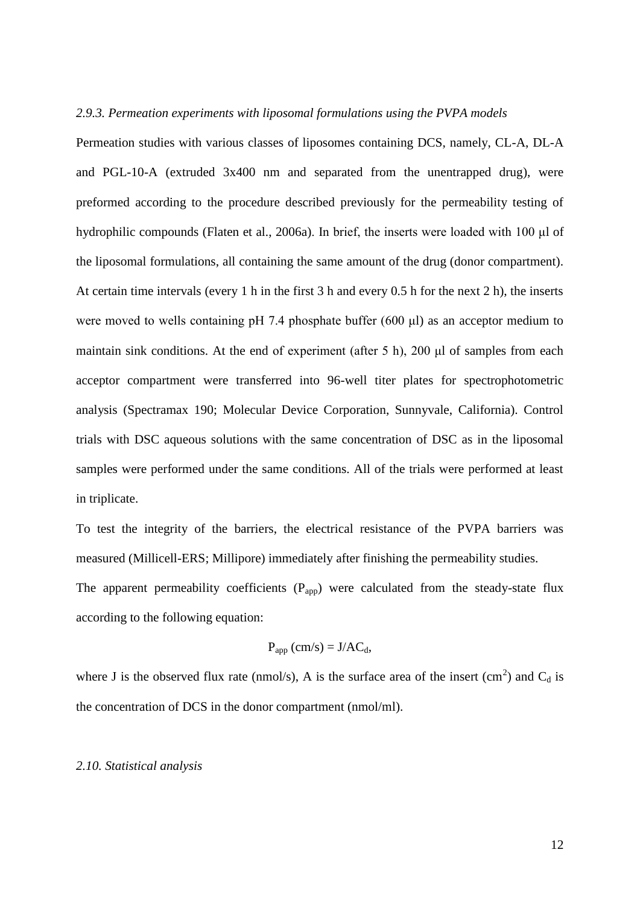*2.9.3. Permeation experiments with liposomal formulations using the PVPA models*

Permeation studies with various classes of liposomes containing DCS, namely, CL-A, DL-A and PGL-10-A (extruded 3x400 nm and separated from the unentrapped drug), were preformed according to the procedure described previously for the permeability testing of hydrophilic compounds (Flaten et al., 2006a). In brief, the inserts were loaded with 100 μl of the liposomal formulations, all containing the same amount of the drug (donor compartment). At certain time intervals (every 1 h in the first 3 h and every 0.5 h for the next 2 h), the inserts were moved to wells containing pH 7.4 phosphate buffer (600 μl) as an acceptor medium to maintain sink conditions. At the end of experiment (after 5 h), 200 μl of samples from each acceptor compartment were transferred into 96-well titer plates for spectrophotometric analysis (Spectramax 190; Molecular Device Corporation, Sunnyvale, California). Control trials with DSC aqueous solutions with the same concentration of DSC as in the liposomal samples were performed under the same conditions. All of the trials were performed at least in triplicate.

To test the integrity of the barriers, the electrical resistance of the PVPA barriers was measured (Millicell-ERS; Millipore) immediately after finishing the permeability studies.

The apparent permeability coefficients ($P_{app}$) were calculated from the steady-state flux according to the following equation:

$$P_{app}\ (\text{cm/s}) = J/AC_d,$$

where J is the observed flux rate (nmol/s), A is the surface area of the insert ($cm^2$) and $C_d$ is the concentration of DCS in the donor compartment (nmol/ml).

*2.10. Statistical analysis*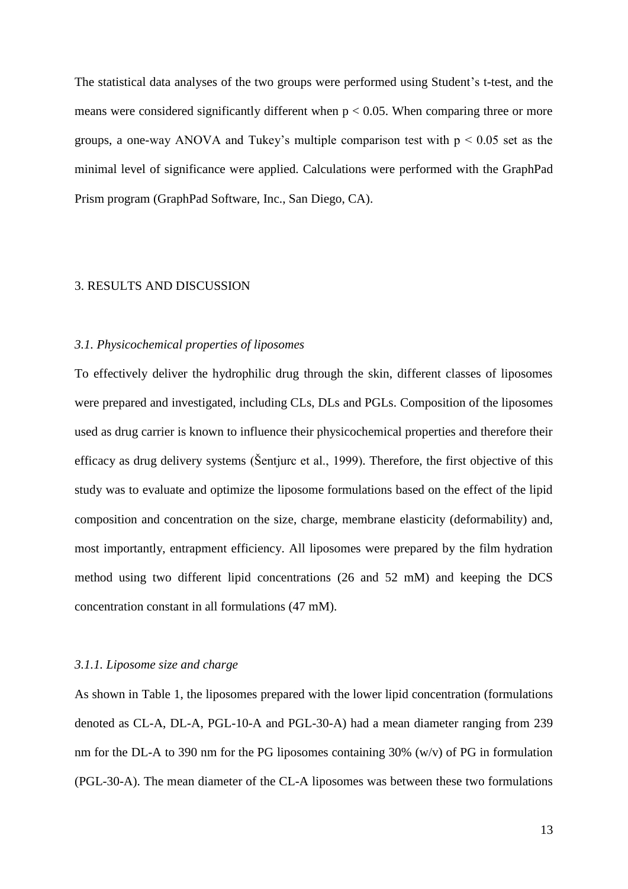The statistical data analyses of the two groups were performed using Student's t-test, and the means were considered significantly different when $p < 0.05$. When comparing three or more groups, a one-way ANOVA and Tukey's multiple comparison test with $p < 0.05$ set as the minimal level of significance were applied. Calculations were performed with the GraphPad Prism program (GraphPad Software, Inc., San Diego, CA).

## 3. RESULTS AND DISCUSSION

### *3.1. Physicochemical properties of liposomes*

To effectively deliver the hydrophilic drug through the skin, different classes of liposomes were prepared and investigated, including CLs, DLs and PGLs. Composition of the liposomes used as drug carrier is known to influence their physicochemical properties and therefore their efficacy as drug delivery systems (Šentjurc et al., 1999). Therefore, the first objective of this study was to evaluate and optimize the liposome formulations based on the effect of the lipid composition and concentration on the size, charge, membrane elasticity (deformability) and, most importantly, entrapment efficiency. All liposomes were prepared by the film hydration method using two different lipid concentrations (26 and 52 mM) and keeping the DCS concentration constant in all formulations (47 mM).

#### *3.1.1. Liposome size and charge*

As shown in Table 1, the liposomes prepared with the lower lipid concentration (formulations denoted as CL-A, DL-A, PGL-10-A and PGL-30-A) had a mean diameter ranging from 239 nm for the DL-A to 390 nm for the PG liposomes containing 30% (w/v) of PG in formulation (PGL-30-A). The mean diameter of the CL-A liposomes was between these two formulations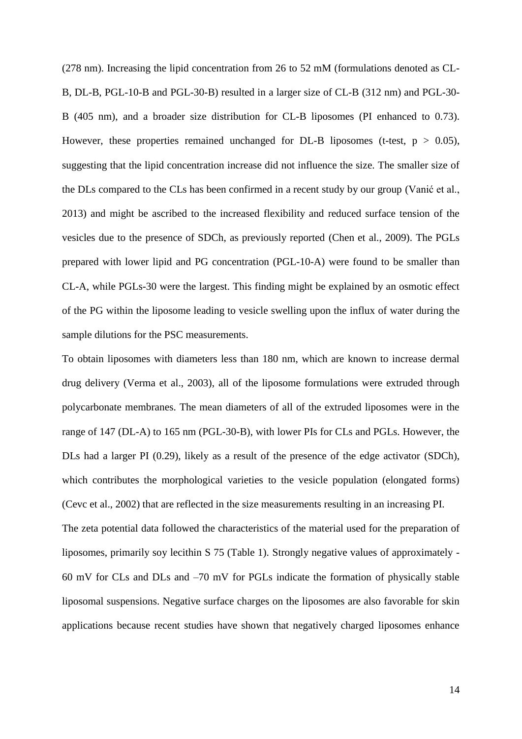(278 nm). Increasing the lipid concentration from 26 to 52 mM (formulations denoted as CL-B, DL-B, PGL-10-B and PGL-30-B) resulted in a larger size of CL-B (312 nm) and PGL-30-B (405 nm), and a broader size distribution for CL-B liposomes (PI enhanced to 0.73). However, these properties remained unchanged for DL-B liposomes (t-test, $p > 0.05$), suggesting that the lipid concentration increase did not influence the size. The smaller size of the DLs compared to the CLs has been confirmed in a recent study by our group (Vanić et al., 2013) and might be ascribed to the increased flexibility and reduced surface tension of the vesicles due to the presence of SDCh, as previously reported (Chen et al., 2009). The PGLs prepared with lower lipid and PG concentration (PGL-10-A) were found to be smaller than CL-A, while PGLs-30 were the largest. This finding might be explained by an osmotic effect of the PG within the liposome leading to vesicle swelling upon the influx of water during the sample dilutions for the PSC measurements.

To obtain liposomes with diameters less than 180 nm, which are known to increase dermal drug delivery (Verma et al., 2003), all of the liposome formulations were extruded through polycarbonate membranes. The mean diameters of all of the extruded liposomes were in the range of 147 (DL-A) to 165 nm (PGL-30-B), with lower PIs for CLs and PGLs. However, the DLs had a larger PI (0.29), likely as a result of the presence of the edge activator (SDCh), which contributes the morphological varieties to the vesicle population (elongated forms) (Cevc et al., 2002) that are reflected in the size measurements resulting in an increasing PI.

The zeta potential data followed the characteristics of the material used for the preparation of liposomes, primarily soy lecithin S 75 (Table 1). Strongly negative values of approximately -60 mV for CLs and DLs and –70 mV for PGLs indicate the formation of physically stable liposomal suspensions. Negative surface charges on the liposomes are also favorable for skin applications because recent studies have shown that negatively charged liposomes enhance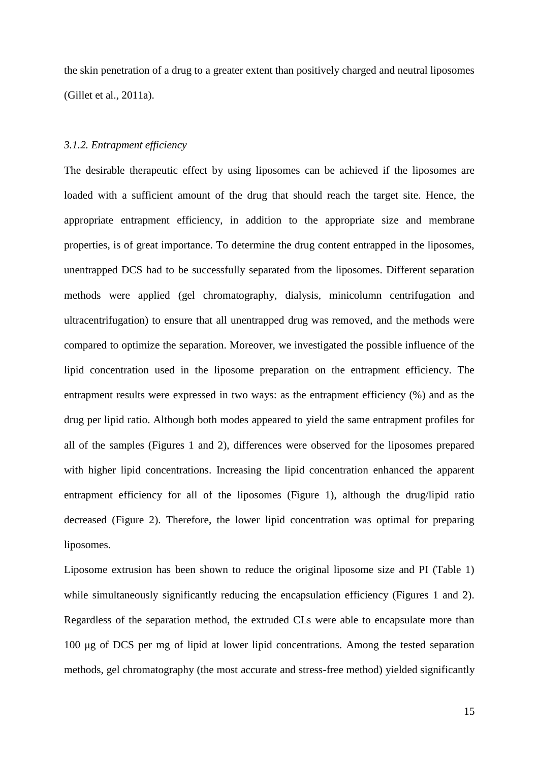the skin penetration of a drug to a greater extent than positively charged and neutral liposomes (Gillet et al., 2011a).

### *3.1.2. Entrapment efficiency*

The desirable therapeutic effect by using liposomes can be achieved if the liposomes are loaded with a sufficient amount of the drug that should reach the target site. Hence, the appropriate entrapment efficiency, in addition to the appropriate size and membrane properties, is of great importance. To determine the drug content entrapped in the liposomes, unentrapped DCS had to be successfully separated from the liposomes. Different separation methods were applied (gel chromatography, dialysis, minicolumn centrifugation and ultracentrifugation) to ensure that all unentrapped drug was removed, and the methods were compared to optimize the separation. Moreover, we investigated the possible influence of the lipid concentration used in the liposome preparation on the entrapment efficiency. The entrapment results were expressed in two ways: as the entrapment efficiency (%) and as the drug per lipid ratio. Although both modes appeared to yield the same entrapment profiles for all of the samples (Figures 1 and 2), differences were observed for the liposomes prepared with higher lipid concentrations. Increasing the lipid concentration enhanced the apparent entrapment efficiency for all of the liposomes (Figure 1), although the drug/lipid ratio decreased (Figure 2). Therefore, the lower lipid concentration was optimal for preparing liposomes.

Liposome extrusion has been shown to reduce the original liposome size and PI (Table 1) while simultaneously significantly reducing the encapsulation efficiency (Figures 1 and 2). Regardless of the separation method, the extruded CLs were able to encapsulate more than 100 μg of DCS per mg of lipid at lower lipid concentrations. Among the tested separation methods, gel chromatography (the most accurate and stress-free method) yielded significantly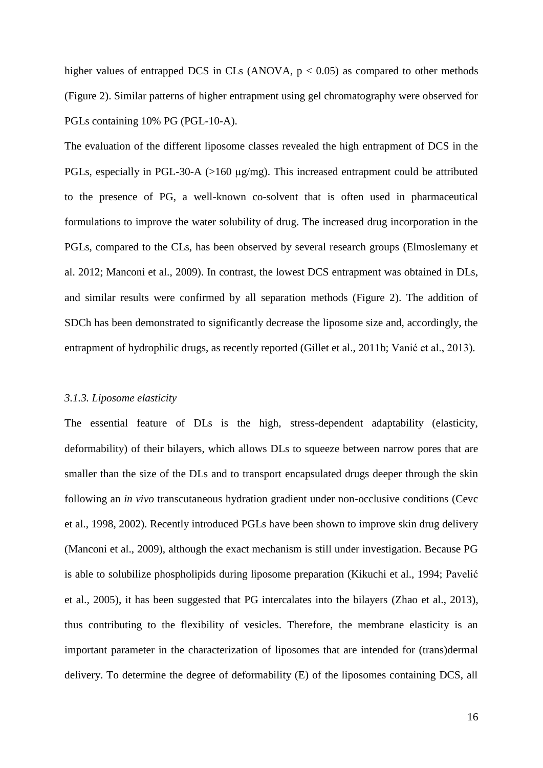higher values of entrapped DCS in CLs (ANOVA, $p < 0.05$) as compared to other methods (Figure 2). Similar patterns of higher entrapment using gel chromatography were observed for PGLs containing 10% PG (PGL-10-A).

The evaluation of the different liposome classes revealed the high entrapment of DCS in the PGLs, especially in PGL-30-A (>160 μg/mg). This increased entrapment could be attributed to the presence of PG, a well-known co-solvent that is often used in pharmaceutical formulations to improve the water solubility of drug. The increased drug incorporation in the PGLs, compared to the CLs, has been observed by several research groups (Elmoslemany et al. 2012; Manconi et al., 2009). In contrast, the lowest DCS entrapment was obtained in DLs, and similar results were confirmed by all separation methods (Figure 2). The addition of SDCh has been demonstrated to significantly decrease the liposome size and, accordingly, the entrapment of hydrophilic drugs, as recently reported (Gillet et al., 2011b; Vanić et al., 2013).

### *3.1.3. Liposome elasticity*

The essential feature of DLs is the high, stress-dependent adaptability (elasticity, deformability) of their bilayers, which allows DLs to squeeze between narrow pores that are smaller than the size of the DLs and to transport encapsulated drugs deeper through the skin following an *in vivo* transcutaneous hydration gradient under non-occlusive conditions (Cevc et al., 1998, 2002). Recently introduced PGLs have been shown to improve skin drug delivery (Manconi et al., 2009), although the exact mechanism is still under investigation. Because PG is able to solubilize phospholipids during liposome preparation (Kikuchi et al., 1994; Pavelić et al., 2005), it has been suggested that PG intercalates into the bilayers (Zhao et al., 2013), thus contributing to the flexibility of vesicles. Therefore, the membrane elasticity is an important parameter in the characterization of liposomes that are intended for (trans)dermal delivery. To determine the degree of deformability (E) of the liposomes containing DCS, all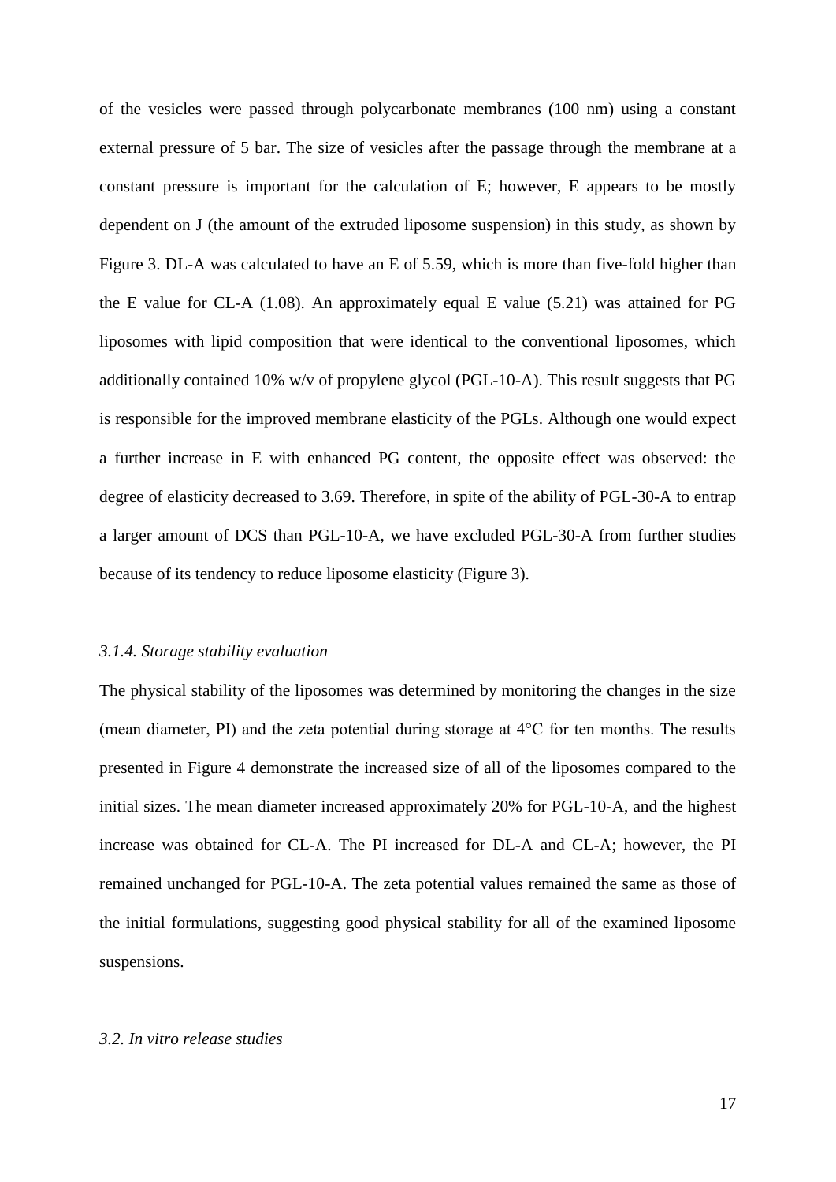of the vesicles were passed through polycarbonate membranes (100 nm) using a constant external pressure of 5 bar. The size of vesicles after the passage through the membrane at a constant pressure is important for the calculation of E; however, E appears to be mostly dependent on J (the amount of the extruded liposome suspension) in this study, as shown by Figure 3. DL-A was calculated to have an E of 5.59, which is more than five-fold higher than the E value for CL-A (1.08). An approximately equal E value (5.21) was attained for PG liposomes with lipid composition that were identical to the conventional liposomes, which additionally contained 10% w/v of propylene glycol (PGL-10-A). This result suggests that PG is responsible for the improved membrane elasticity of the PGLs. Although one would expect a further increase in E with enhanced PG content, the opposite effect was observed: the degree of elasticity decreased to 3.69. Therefore, in spite of the ability of PGL-30-A to entrap a larger amount of DCS than PGL-10-A, we have excluded PGL-30-A from further studies because of its tendency to reduce liposome elasticity (Figure 3).

### *3.1.4. Storage stability evaluation*

The physical stability of the liposomes was determined by monitoring the changes in the size (mean diameter, PI) and the zeta potential during storage at 4°C for ten months. The results presented in Figure 4 demonstrate the increased size of all of the liposomes compared to the initial sizes. The mean diameter increased approximately 20% for PGL-10-A, and the highest increase was obtained for CL-A. The PI increased for DL-A and CL-A; however, the PI remained unchanged for PGL-10-A. The zeta potential values remained the same as those of the initial formulations, suggesting good physical stability for all of the examined liposome suspensions.

## *3.2. In vitro release studies*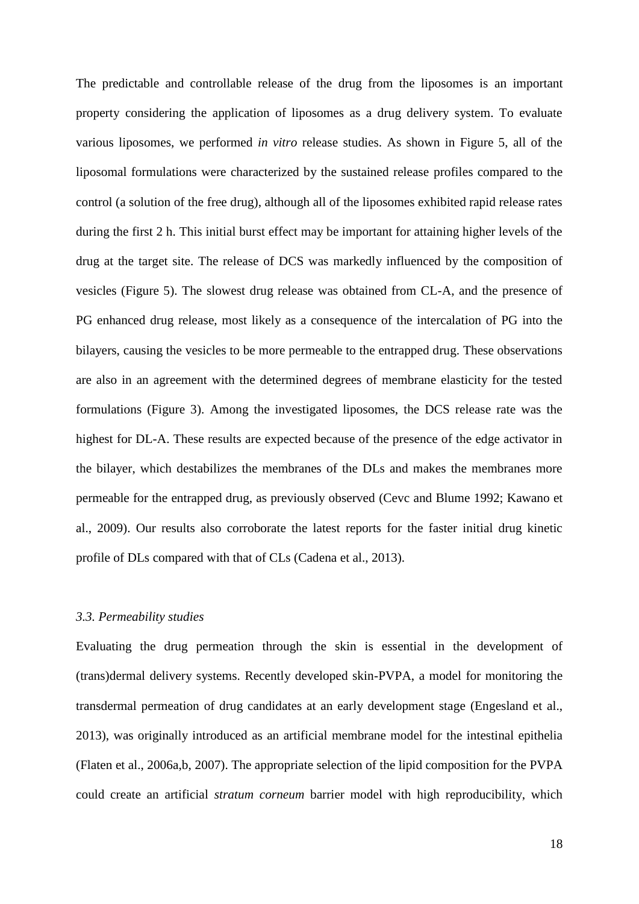The predictable and controllable release of the drug from the liposomes is an important property considering the application of liposomes as a drug delivery system. To evaluate various liposomes, we performed *in vitro* release studies. As shown in Figure 5, all of the liposomal formulations were characterized by the sustained release profiles compared to the control (a solution of the free drug), although all of the liposomes exhibited rapid release rates during the first 2 h. This initial burst effect may be important for attaining higher levels of the drug at the target site. The release of DCS was markedly influenced by the composition of vesicles (Figure 5). The slowest drug release was obtained from CL-A, and the presence of PG enhanced drug release, most likely as a consequence of the intercalation of PG into the bilayers, causing the vesicles to be more permeable to the entrapped drug. These observations are also in an agreement with the determined degrees of membrane elasticity for the tested formulations (Figure 3). Among the investigated liposomes, the DCS release rate was the highest for DL-A. These results are expected because of the presence of the edge activator in the bilayer, which destabilizes the membranes of the DLs and makes the membranes more permeable for the entrapped drug, as previously observed (Cevc and Blume 1992; Kawano et al., 2009). Our results also corroborate the latest reports for the faster initial drug kinetic profile of DLs compared with that of CLs (Cadena et al., 2013).

### *3.3. Permeability studies*

Evaluating the drug permeation through the skin is essential in the development of (trans)dermal delivery systems. Recently developed skin-PVPA, a model for monitoring the transdermal permeation of drug candidates at an early development stage (Engesland et al., 2013), was originally introduced as an artificial membrane model for the intestinal epithelia (Flaten et al., 2006a,b, 2007). The appropriate selection of the lipid composition for the PVPA could create an artificial *stratum corneum* barrier model with high reproducibility, which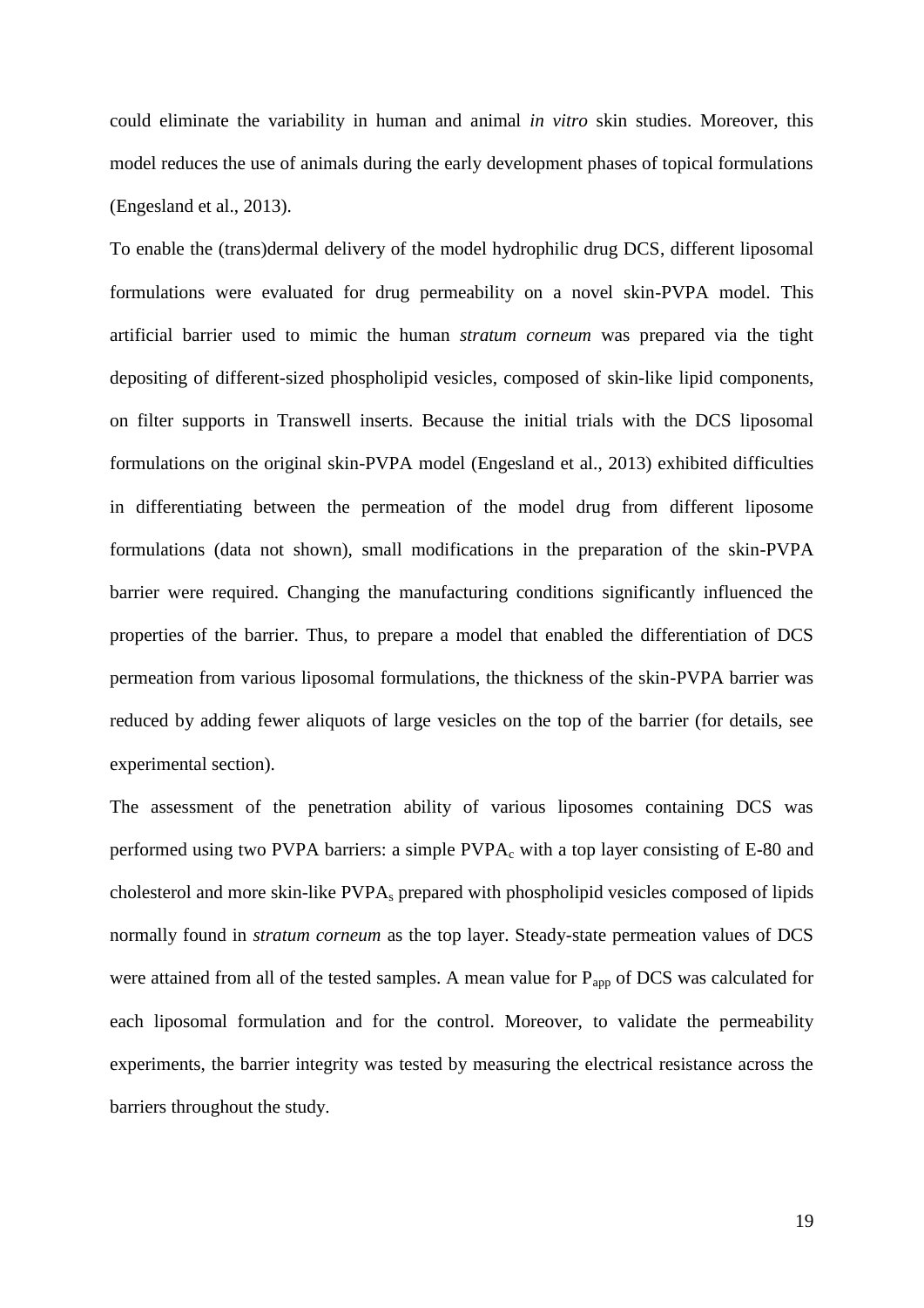could eliminate the variability in human and animal *in vitro* skin studies. Moreover, this model reduces the use of animals during the early development phases of topical formulations (Engesland et al., 2013).

To enable the (trans)dermal delivery of the model hydrophilic drug DCS, different liposomal formulations were evaluated for drug permeability on a novel skin-PVPA model. This artificial barrier used to mimic the human *stratum corneum* was prepared via the tight depositing of different-sized phospholipid vesicles, composed of skin-like lipid components, on filter supports in Transwell inserts. Because the initial trials with the DCS liposomal formulations on the original skin-PVPA model (Engesland et al., 2013) exhibited difficulties in differentiating between the permeation of the model drug from different liposome formulations (data not shown), small modifications in the preparation of the skin-PVPA barrier were required. Changing the manufacturing conditions significantly influenced the properties of the barrier. Thus, to prepare a model that enabled the differentiation of DCS permeation from various liposomal formulations, the thickness of the skin-PVPA barrier was reduced by adding fewer aliquots of large vesicles on the top of the barrier (for details, see experimental section).

The assessment of the penetration ability of various liposomes containing DCS was performed using two PVPA barriers: a simple $PVPA_c$ with a top layer consisting of E-80 and cholesterol and more skin-like $PVPA_s$ prepared with phospholipid vesicles composed of lipids normally found in *stratum corneum* as the top layer. Steady-state permeation values of DCS were attained from all of the tested samples. A mean value for $P_{app}$ of DCS was calculated for each liposomal formulation and for the control. Moreover, to validate the permeability experiments, the barrier integrity was tested by measuring the electrical resistance across the barriers throughout the study.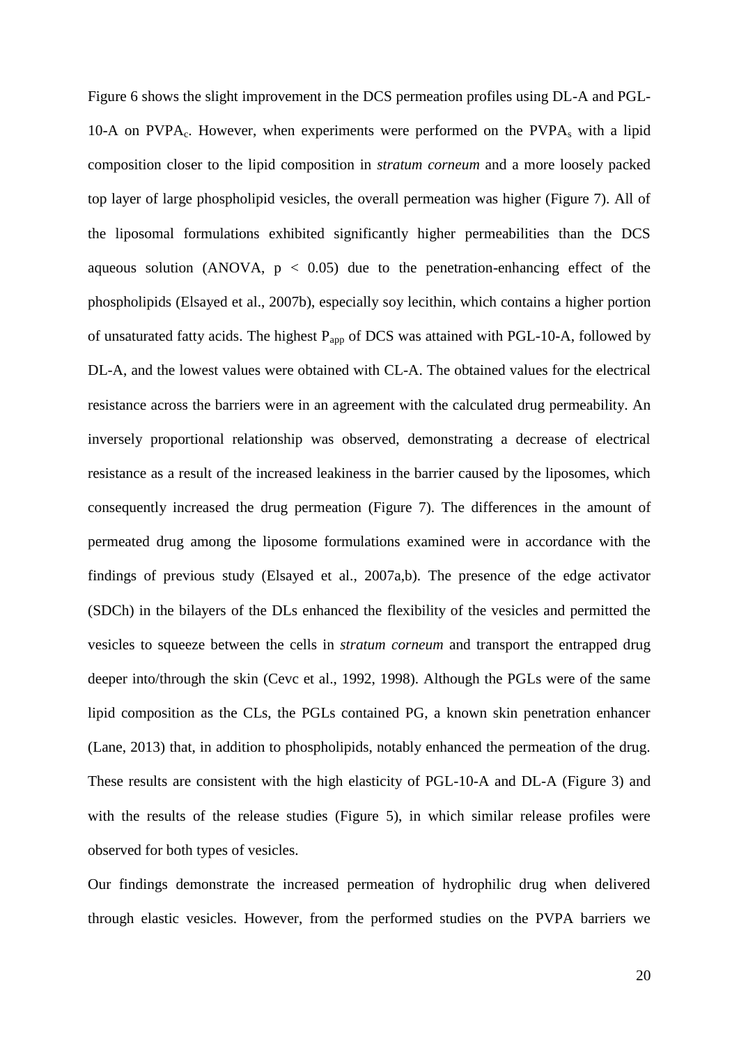Figure 6 shows the slight improvement in the DCS permeation profiles using DL-A and PGL-10-A on $PVPA_c$. However, when experiments were performed on the $PVPA_s$ with a lipid composition closer to the lipid composition in *stratum corneum* and a more loosely packed top layer of large phospholipid vesicles, the overall permeation was higher (Figure 7). All of the liposomal formulations exhibited significantly higher permeabilities than the DCS aqueous solution (ANOVA, $p < 0.05$) due to the penetration-enhancing effect of the phospholipids (Elsayed et al., 2007b), especially soy lecithin, which contains a higher portion of unsaturated fatty acids. The highest $P_{app}$ of DCS was attained with PGL-10-A, followed by DL-A, and the lowest values were obtained with CL-A. The obtained values for the electrical resistance across the barriers were in an agreement with the calculated drug permeability. An inversely proportional relationship was observed, demonstrating a decrease of electrical resistance as a result of the increased leakiness in the barrier caused by the liposomes, which consequently increased the drug permeation (Figure 7). The differences in the amount of permeated drug among the liposome formulations examined were in accordance with the findings of previous study (Elsayed et al., 2007a,b). The presence of the edge activator (SDCh) in the bilayers of the DLs enhanced the flexibility of the vesicles and permitted the vesicles to squeeze between the cells in *stratum corneum* and transport the entrapped drug deeper into/through the skin (Cevc et al., 1992, 1998). Although the PGLs were of the same lipid composition as the CLs, the PGLs contained PG, a known skin penetration enhancer (Lane, 2013) that, in addition to phospholipids, notably enhanced the permeation of the drug. These results are consistent with the high elasticity of PGL-10-A and DL-A (Figure 3) and with the results of the release studies (Figure 5), in which similar release profiles were observed for both types of vesicles.

Our findings demonstrate the increased permeation of hydrophilic drug when delivered through elastic vesicles. However, from the performed studies on the PVPA barriers we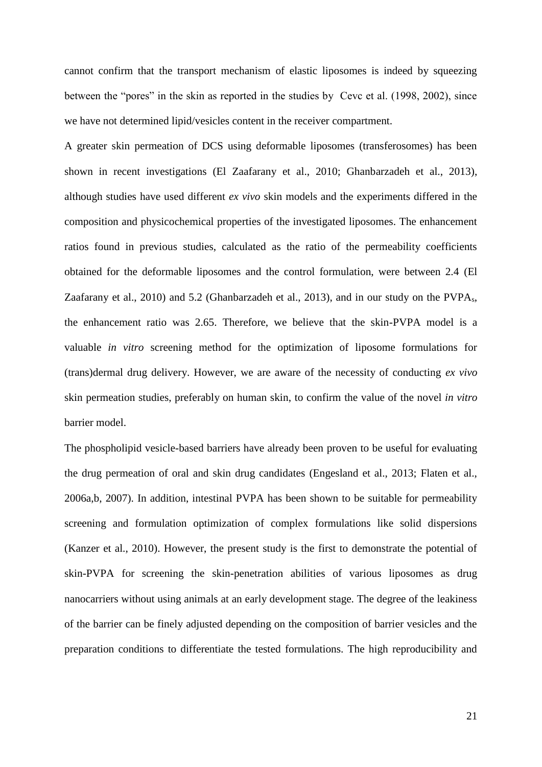cannot confirm that the transport mechanism of elastic liposomes is indeed by squeezing between the "pores" in the skin as reported in the studies by Cevc et al. (1998, 2002), since we have not determined lipid/vesicles content in the receiver compartment.

A greater skin permeation of DCS using deformable liposomes (transferosomes) has been shown in recent investigations (El Zaafarany et al., 2010; Ghanbarzadeh et al., 2013), although studies have used different *ex vivo* skin models and the experiments differed in the composition and physicochemical properties of the investigated liposomes. The enhancement ratios found in previous studies, calculated as the ratio of the permeability coefficients obtained for the deformable liposomes and the control formulation, were between 2.4 (El Zaafarany et al., 2010) and 5.2 (Ghanbarzadeh et al., 2013), and in our study on the $PVPA_s$, the enhancement ratio was 2.65. Therefore, we believe that the skin-PVPA model is a valuable *in vitro* screening method for the optimization of liposome formulations for (trans)dermal drug delivery. However, we are aware of the necessity of conducting *ex vivo* skin permeation studies, preferably on human skin, to confirm the value of the novel *in vitro* barrier model.

The phospholipid vesicle-based barriers have already been proven to be useful for evaluating the drug permeation of oral and skin drug candidates (Engesland et al., 2013; Flaten et al., 2006a,b, 2007). In addition, intestinal PVPA has been shown to be suitable for permeability screening and formulation optimization of complex formulations like solid dispersions (Kanzer et al., 2010). However, the present study is the first to demonstrate the potential of skin-PVPA for screening the skin-penetration abilities of various liposomes as drug nanocarriers without using animals at an early development stage. The degree of the leakiness of the barrier can be finely adjusted depending on the composition of barrier vesicles and the preparation conditions to differentiate the tested formulations. The high reproducibility and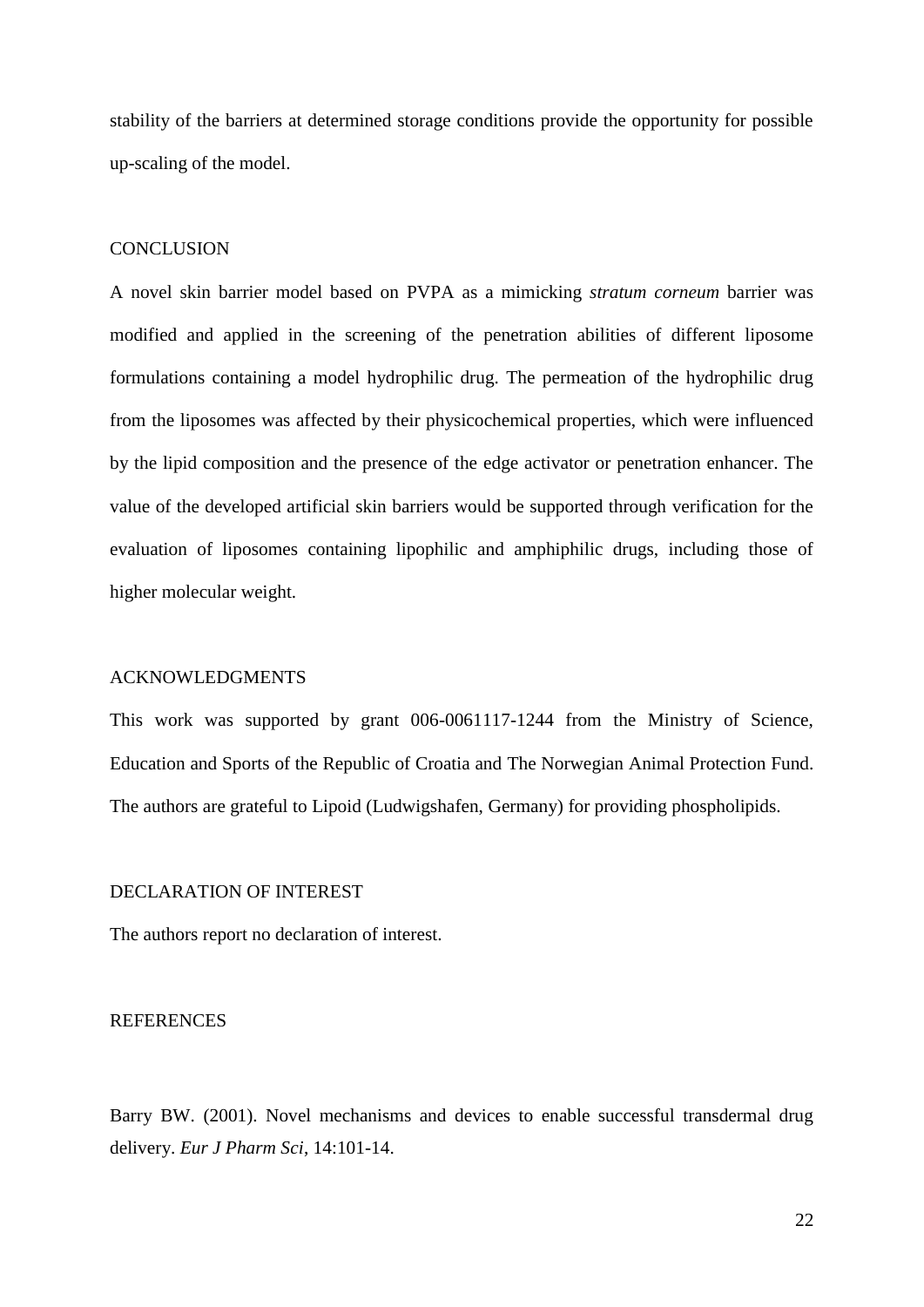stability of the barriers at determined storage conditions provide the opportunity for possible up-scaling of the model.

## CONCLUSION

A novel skin barrier model based on PVPA as a mimicking *stratum corneum* barrier was modified and applied in the screening of the penetration abilities of different liposome formulations containing a model hydrophilic drug. The permeation of the hydrophilic drug from the liposomes was affected by their physicochemical properties, which were influenced by the lipid composition and the presence of the edge activator or penetration enhancer. The value of the developed artificial skin barriers would be supported through verification for the evaluation of liposomes containing lipophilic and amphiphilic drugs, including those of higher molecular weight.

## ACKNOWLEDGMENTS

This work was supported by grant 006-0061117-1244 from the Ministry of Science, Education and Sports of the Republic of Croatia and The Norwegian Animal Protection Fund. The authors are grateful to Lipoid (Ludwigshafen, Germany) for providing phospholipids.

## DECLARATION OF INTEREST

The authors report no declaration of interest.

## REFERENCES

Barry BW. (2001). Novel mechanisms and devices to enable successful transdermal drug delivery. *Eur J Pharm Sci*, 14:101-14.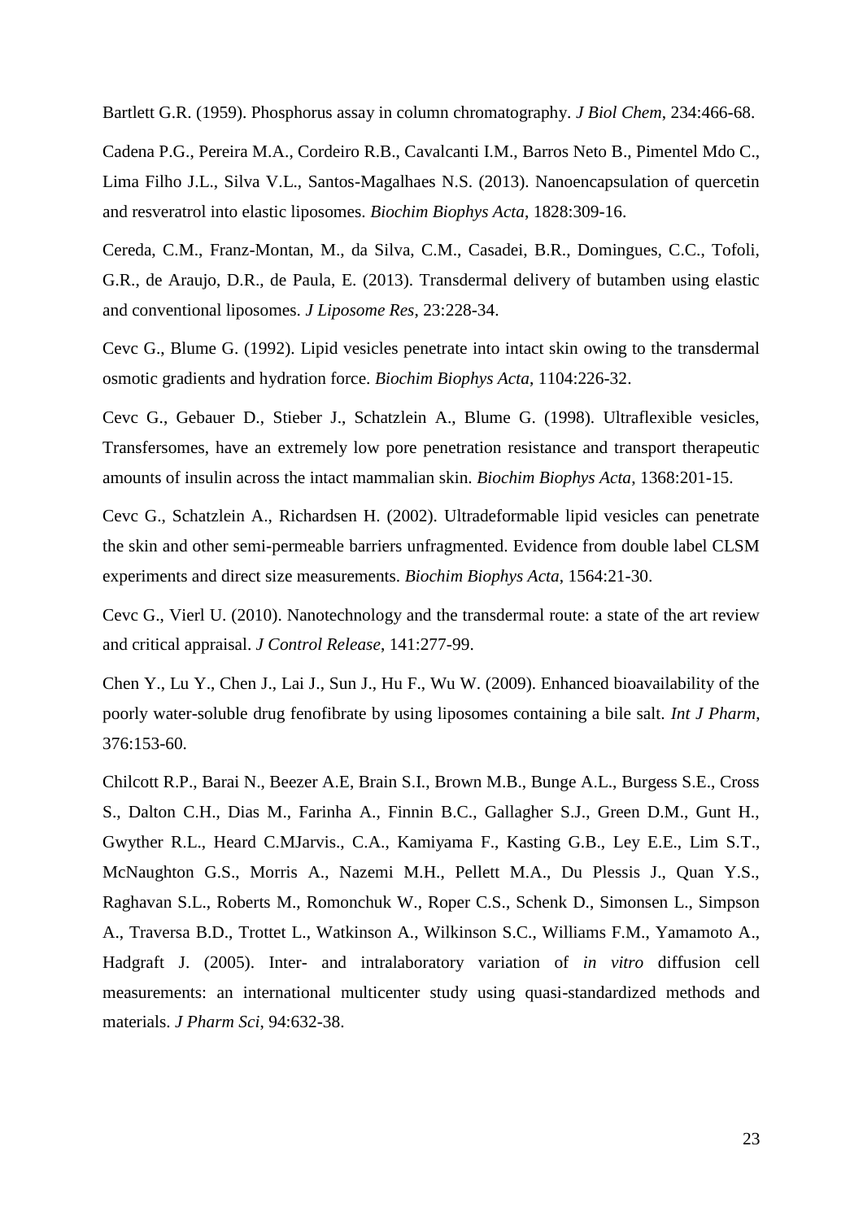Bartlett G.R. (1959). Phosphorus assay in column chromatography. *J Biol Chem*, 234:466-68.

Cadena P.G., Pereira M.A., Cordeiro R.B., Cavalcanti I.M., Barros Neto B., Pimentel Mdo C., Lima Filho J.L., Silva V.L., Santos-Magalhaes N.S. (2013). Nanoencapsulation of quercetin and resveratrol into elastic liposomes. *Biochim Biophys Acta*, 1828:309-16.

Cereda, C.M., Franz-Montan, M., da Silva, C.M., Casadei, B.R., Domingues, C.C., Tofoli, G.R., de Araujo, D.R., de Paula, E. (2013). Transdermal delivery of butamben using elastic and conventional liposomes. *J Liposome Res*, 23:228-34.

Cevc G., Blume G. (1992). Lipid vesicles penetrate into intact skin owing to the transdermal osmotic gradients and hydration force. *Biochim Biophys Acta*, 1104:226-32.

Cevc G., Gebauer D., Stieber J., Schatzlein A., Blume G. (1998). Ultraflexible vesicles, Transfersomes, have an extremely low pore penetration resistance and transport therapeutic amounts of insulin across the intact mammalian skin. *Biochim Biophys Acta*, 1368:201-15.

Cevc G., Schatzlein A., Richardsen H. (2002). Ultradeformable lipid vesicles can penetrate the skin and other semi-permeable barriers unfragmented. Evidence from double label CLSM experiments and direct size measurements. *Biochim Biophys Acta*, 1564:21-30.

Cevc G., Vierl U. (2010). Nanotechnology and the transdermal route: a state of the art review and critical appraisal. *J Control Release*, 141:277-99.

Chen Y., Lu Y., Chen J., Lai J., Sun J., Hu F., Wu W. (2009). Enhanced bioavailability of the poorly water-soluble drug fenofibrate by using liposomes containing a bile salt. *Int J Pharm*, 376:153-60.

Chilcott R.P., Barai N., Beezer A.E, Brain S.I., Brown M.B., Bunge A.L., Burgess S.E., Cross S., Dalton C.H., Dias M., Farinha A., Finnin B.C., Gallagher S.J., Green D.M., Gunt H., Gwyther R.L., Heard C.MJarvis., C.A., Kamiyama F., Kasting G.B., Ley E.E., Lim S.T., McNaughton G.S., Morris A., Nazemi M.H., Pellett M.A., Du Plessis J., Quan Y.S., Raghavan S.L., Roberts M., Romonchuk W., Roper C.S., Schenk D., Simonsen L., Simpson A., Traversa B.D., Trottet L., Watkinson A., Wilkinson S.C., Williams F.M., Yamamoto A., Hadgraft J. (2005). Inter- and intralaboratory variation of *in vitro* diffusion cell measurements: an international multicenter study using quasi-standardized methods and materials. *J Pharm Sci*, 94:632-38.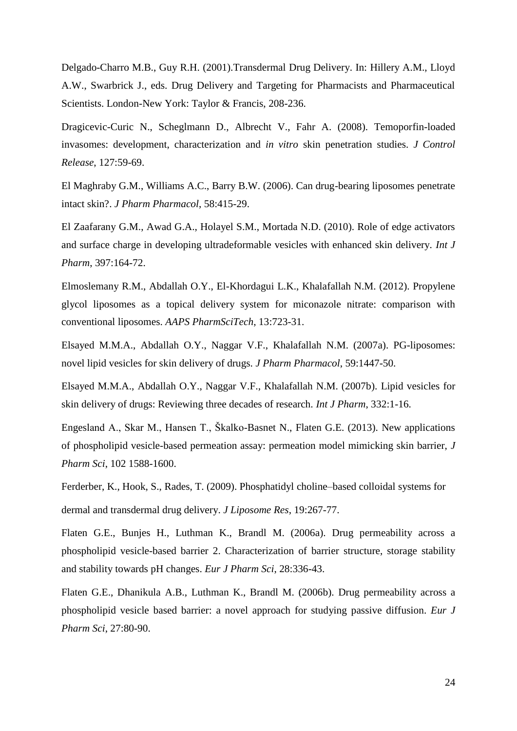Delgado-Charro M.B., Guy R.H. (2001).Transdermal Drug Delivery. In: Hillery A.M., Lloyd A.W., Swarbrick J., eds. Drug Delivery and Targeting for Pharmacists and Pharmaceutical Scientists. London-New York: Taylor & Francis, 208-236.

Dragicevic-Curic N., Scheglmann D., Albrecht V., Fahr A. (2008). Temoporfin-loaded invasomes: development, characterization and *in vitro* skin penetration studies. *J Control Release*, 127:59-69.

El Maghraby G.M., Williams A.C., Barry B.W. (2006). Can drug-bearing liposomes penetrate intact skin?. *J Pharm Pharmacol*, 58:415-29.

El Zaafarany G.M., Awad G.A., Holayel S.M., Mortada N.D. (2010). Role of edge activators and surface charge in developing ultradeformable vesicles with enhanced skin delivery. *Int J Pharm*, 397:164-72.

Elmoslemany R.M., Abdallah O.Y., El-Khordagui L.K., Khalafallah N.M. (2012). Propylene glycol liposomes as a topical delivery system for miconazole nitrate: comparison with conventional liposomes. *AAPS PharmSciTech*, 13:723-31.

Elsayed M.M.A., Abdallah O.Y., Naggar V.F., Khalafallah N.M. (2007a). PG-liposomes: novel lipid vesicles for skin delivery of drugs. *J Pharm Pharmacol*, 59:1447-50.

Elsayed M.M.A., Abdallah O.Y., Naggar V.F., Khalafallah N.M. (2007b). Lipid vesicles for skin delivery of drugs: Reviewing three decades of research. *Int J Pharm*, 332:1-16.

Engesland A., Skar M., Hansen T., Škalko-Basnet N., Flaten G.E. (2013). New applications of phospholipid vesicle-based permeation assay: permeation model mimicking skin barrier, *J Pharm Sci*, 102 1588-1600.

Ferderber, K., Hook, S., Rades, T. (2009). Phosphatidyl choline–based colloidal systems for dermal and transdermal drug delivery. *J Liposome Res*, 19:267-77.

Flaten G.E., Bunjes H., Luthman K., Brandl M. (2006a). Drug permeability across a phospholipid vesicle-based barrier 2. Characterization of barrier structure, storage stability and stability towards pH changes. *Eur J Pharm Sci*, 28:336-43.

Flaten G.E., Dhanikula A.B., Luthman K., Brandl M. (2006b). Drug permeability across a phospholipid vesicle based barrier: a novel approach for studying passive diffusion. *Eur J Pharm Sci*, 27:80-90.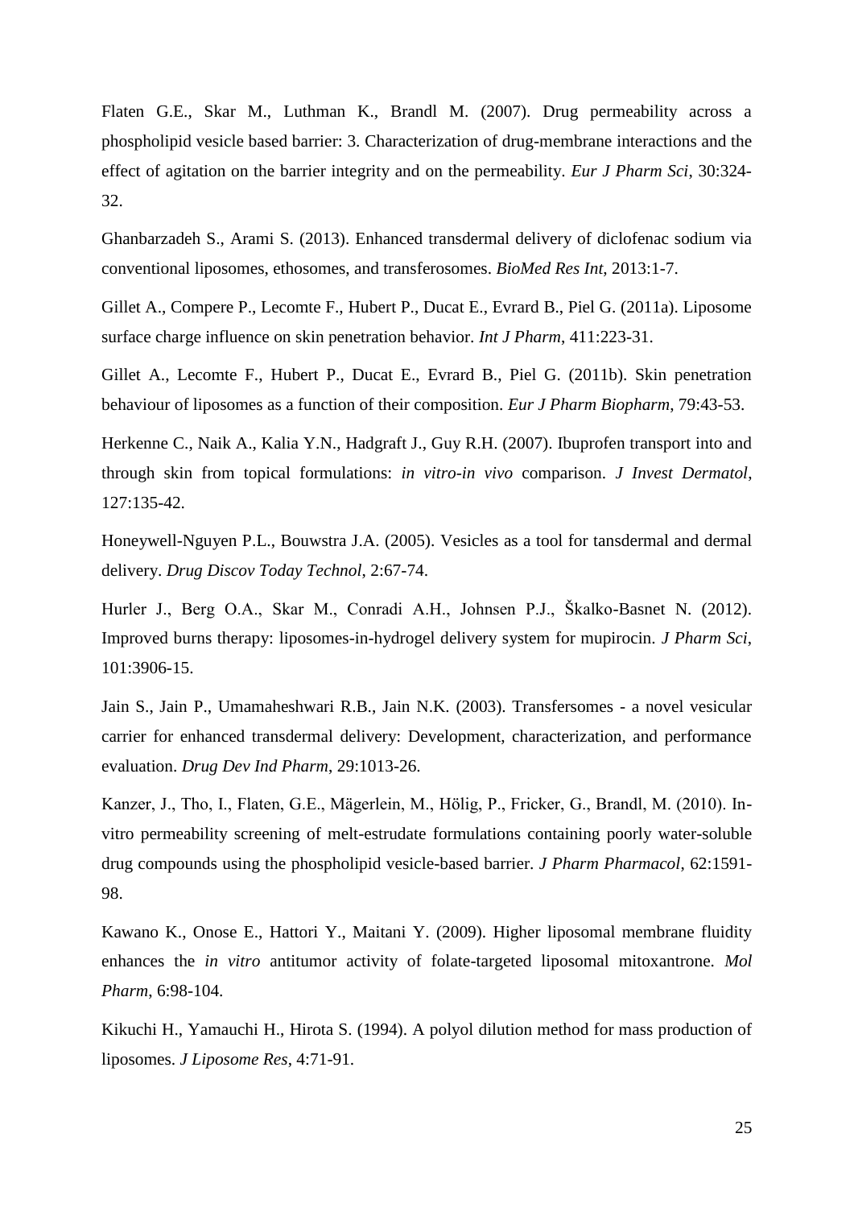Flaten G.E., Skar M., Luthman K., Brandl M. (2007). Drug permeability across a phospholipid vesicle based barrier: 3. Characterization of drug-membrane interactions and the effect of agitation on the barrier integrity and on the permeability. *Eur J Pharm Sci*, 30:324-32.

Ghanbarzadeh S., Arami S. (2013). Enhanced transdermal delivery of diclofenac sodium via conventional liposomes, ethosomes, and transferosomes. *BioMed Res Int*, 2013:1-7.

Gillet A., Compere P., Lecomte F., Hubert P., Ducat E., Evrard B., Piel G. (2011a). Liposome surface charge influence on skin penetration behavior. *Int J Pharm*, 411:223-31.

Gillet A., Lecomte F., Hubert P., Ducat E., Evrard B., Piel G. (2011b). Skin penetration behaviour of liposomes as a function of their composition. *Eur J Pharm Biopharm*, 79:43-53.

Herkenne C., Naik A., Kalia Y.N., Hadgraft J., Guy R.H. (2007). Ibuprofen transport into and through skin from topical formulations: *in vitro-in vivo* comparison. *J Invest Dermatol*, 127:135-42.

Honeywell-Nguyen P.L., Bouwstra J.A. (2005). Vesicles as a tool for tansdermal and dermal delivery. *Drug Discov Today Technol*, 2:67-74.

Hurler J., Berg O.A., Skar M., Conradi A.H., Johnsen P.J., Škalko-Basnet N. (2012). Improved burns therapy: liposomes-in-hydrogel delivery system for mupirocin. *J Pharm Sci*, 101:3906-15.

Jain S., Jain P., Umamaheshwari R.B., Jain N.K. (2003). Transfersomes - a novel vesicular carrier for enhanced transdermal delivery: Development, characterization, and performance evaluation. *Drug Dev Ind Pharm*, 29:1013-26.

Kanzer, J., Tho, I., Flaten, G.E., Mägerlein, M., Hölig, P., Fricker, G., Brandl, M. (2010). In-vitro permeability screening of melt-estrudate formulations containing poorly water-soluble drug compounds using the phospholipid vesicle-based barrier. *J Pharm Pharmacol*, 62:1591-98.

Kawano K., Onose E., Hattori Y., Maitani Y. (2009). Higher liposomal membrane fluidity enhances the *in vitro* antitumor activity of folate-targeted liposomal mitoxantrone. *Mol Pharm*, 6:98-104.

Kikuchi H., Yamauchi H., Hirota S. (1994). A polyol dilution method for mass production of liposomes. *J Liposome Res*, 4:71-91.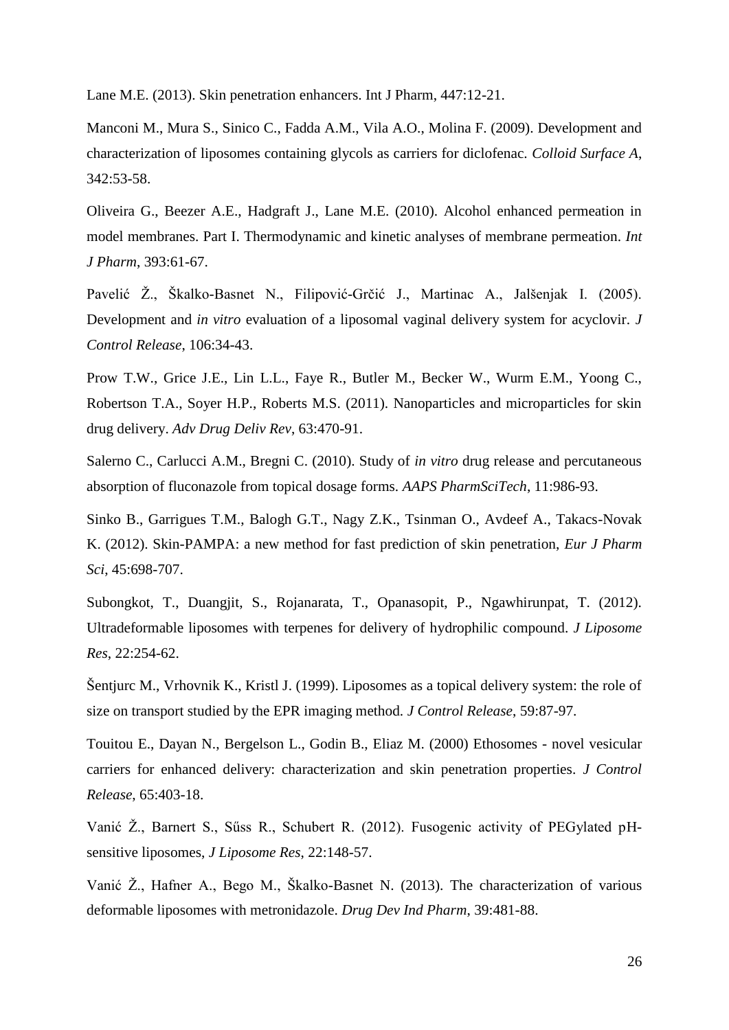Lane M.E. (2013). Skin penetration enhancers. Int J Pharm, 447:12-21.

Manconi M., Mura S., Sinico C., Fadda A.M., Vila A.O., Molina F. (2009). Development and characterization of liposomes containing glycols as carriers for diclofenac. *Colloid Surface A*, 342:53-58.

Oliveira G., Beezer A.E., Hadgraft J., Lane M.E. (2010). Alcohol enhanced permeation in model membranes. Part I. Thermodynamic and kinetic analyses of membrane permeation. *Int J Pharm*, 393:61-67.

Pavelić Ž., Škalko-Basnet N., Filipović-Grčić J., Martinac A., Jalšenjak I. (2005). Development and *in vitro* evaluation of a liposomal vaginal delivery system for acyclovir. *J Control Release*, 106:34-43.

Prow T.W., Grice J.E., Lin L.L., Faye R., Butler M., Becker W., Wurm E.M., Yoong C., Robertson T.A., Soyer H.P., Roberts M.S. (2011). Nanoparticles and microparticles for skin drug delivery. *Adv Drug Deliv Rev*, 63:470-91.

Salerno C., Carlucci A.M., Bregni C. (2010). Study of *in vitro* drug release and percutaneous absorption of fluconazole from topical dosage forms. *AAPS PharmSciTech*, 11:986-93.

Sinko B., Garrigues T.M., Balogh G.T., Nagy Z.K., Tsinman O., Avdeef A., Takacs-Novak K. (2012). Skin-PAMPA: a new method for fast prediction of skin penetration, *Eur J Pharm Sci*, 45:698-707.

Subongkot, T., Duangjit, S., Rojanarata, T., Opanasopit, P., Ngawhirunpat, T. (2012). Ultradeformable liposomes with terpenes for delivery of hydrophilic compound. *J Liposome Res*, 22:254-62.

Šentjurc M., Vrhovnik K., Kristl J. (1999). Liposomes as a topical delivery system: the role of size on transport studied by the EPR imaging method. *J Control Release*, 59:87-97.

Touitou E., Dayan N., Bergelson L., Godin B., Eliaz M. (2000) Ethosomes - novel vesicular carriers for enhanced delivery: characterization and skin penetration properties. *J Control Release*, 65:403-18.

Vanić Ž., Barnert S., Sűss R., Schubert R. (2012). Fusogenic activity of PEGylated pH-sensitive liposomes, *J Liposome Res*, 22:148-57.

Vanić Ž., Hafner A., Bego M., Škalko-Basnet N. (2013). The characterization of various deformable liposomes with metronidazole. *Drug Dev Ind Pharm*, 39:481-88.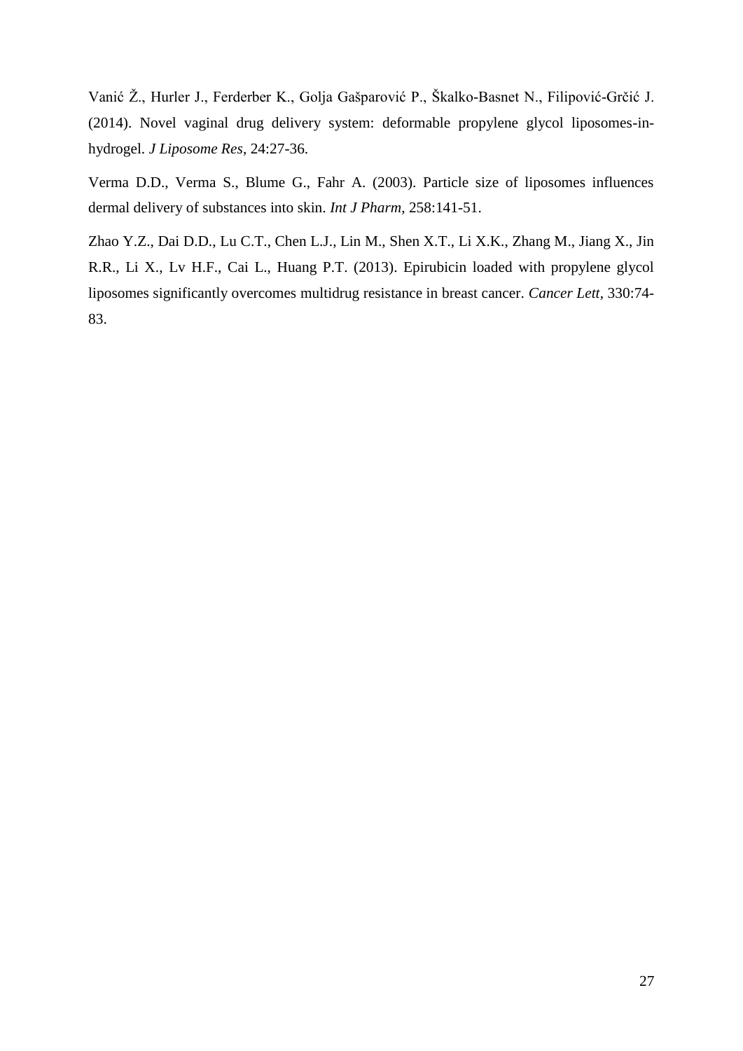Vanić Ž., Hurler J., Ferderber K., Golja Gašparović P., Škalko-Basnet N., Filipović-Grčić J. (2014). Novel vaginal drug delivery system: deformable propylene glycol liposomes-in-hydrogel. *J Liposome Res*, 24:27-36.

Verma D.D., Verma S., Blume G., Fahr A. (2003). Particle size of liposomes influences dermal delivery of substances into skin. *Int J Pharm*, 258:141-51.

Zhao Y.Z., Dai D.D., Lu C.T., Chen L.J., Lin M., Shen X.T., Li X.K., Zhang M., Jiang X., Jin R.R., Li X., Lv H.F., Cai L., Huang P.T. (2013). Epirubicin loaded with propylene glycol liposomes significantly overcomes multidrug resistance in breast cancer. *Cancer Lett*, 330:74-83.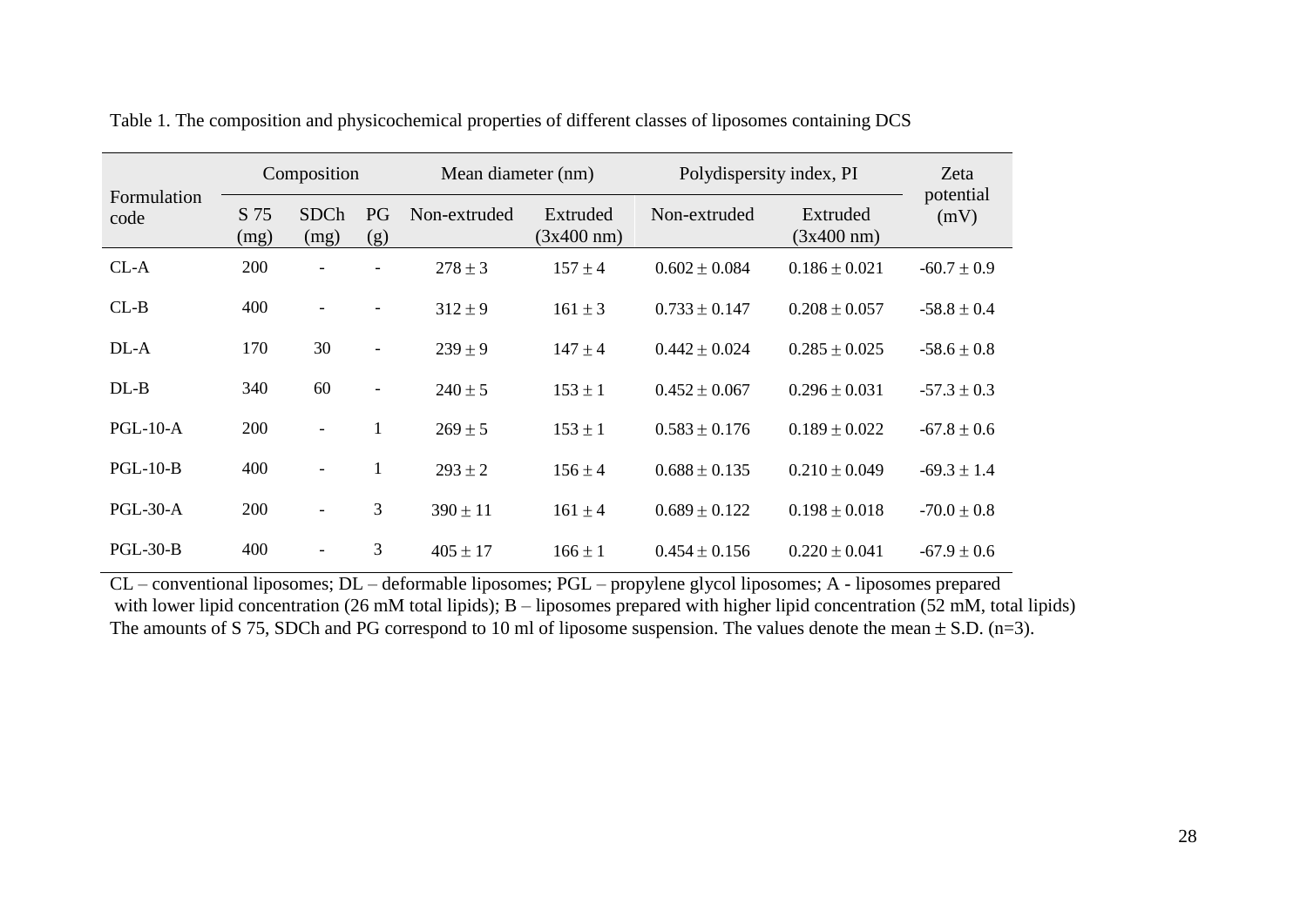Table 1. The composition and physicochemical properties of different classes of liposomes containing DCS

| Formulation code | Composition | | | Mean diameter (nm) | | Polydispersity index, PI | | Zeta potential (mV) |
|---|---|---|---|---|---|---|---|---|
| | S 75 (mg) | SDCh (mg) | PG (g) | Non-extruded | Extruded (3x400 nm) | Non-extruded | Extruded (3x400 nm) | |
| CL-A | 200 | - | - | $278 \pm 3$ | $157 \pm 4$ | $0.602 \pm 0.084$ | $0.186 \pm 0.021$ | $-60.7 \pm 0.9$ |
| CL-B | 400 | - | - | $312 \pm 9$ | $161 \pm 3$ | $0.733 \pm 0.147$ | $0.208 \pm 0.057$ | $-58.8 \pm 0.4$ |
| DL-A | 170 | 30 | - | $239 \pm 9$ | $147 \pm 4$ | $0.442 \pm 0.024$ | $0.285 \pm 0.025$ | $-58.6 \pm 0.8$ |
| DL-B | 340 | 60 | - | $240 \pm 5$ | $153 \pm 1$ | $0.452 \pm 0.067$ | $0.296 \pm 0.031$ | $-57.3 \pm 0.3$ |
| PGL-10-A | 200 | - | 1 | $269 \pm 5$ | $153 \pm 1$ | $0.583 \pm 0.176$ | $0.189 \pm 0.022$ | $-67.8 \pm 0.6$ |
| PGL-10-B | 400 | - | 1 | $293 \pm 2$ | $156 \pm 4$ | $0.688 \pm 0.135$ | $0.210 \pm 0.049$ | $-69.3 \pm 1.4$ |
| PGL-30-A | 200 | - | 3 | $390 \pm 11$ | $161 \pm 4$ | $0.689 \pm 0.122$ | $0.198 \pm 0.018$ | $-70.0 \pm 0.8$ |
| PGL-30-B | 400 | - | 3 | $405 \pm 17$ | $166 \pm 1$ | $0.454 \pm 0.156$ | $0.220 \pm 0.041$ | $-67.9 \pm 0.6$ |

CL – conventional liposomes; DL – deformable liposomes; PGL – propylene glycol liposomes; A - liposomes prepared with lower lipid concentration (26 mM total lipids); B – liposomes prepared with higher lipid concentration (52 mM, total lipids)
The amounts of S 75, SDCh and PG correspond to 10 ml of liposome suspension. The values denote the mean $\pm$ S.D. (n=3).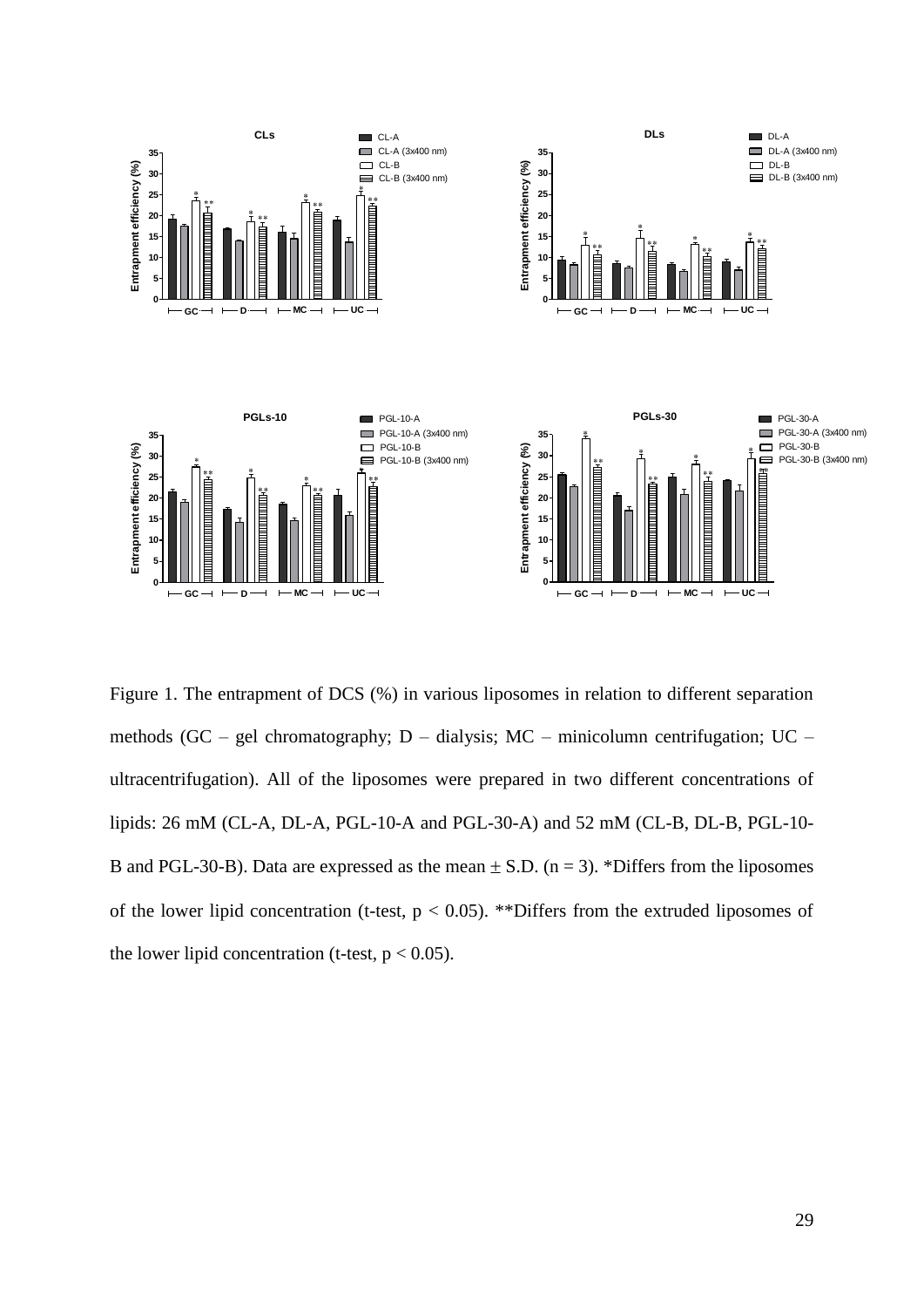Figure 1. The entrapment of DCS (%) in various liposomes in relation to different separation methods (GC – gel chromatography; D – dialysis; MC – minicolumn centrifugation; UC – ultracentrifugation). All of the liposomes were prepared in two different concentrations of lipids: 26 mM (CL-A, DL-A, PGL-10-A and PGL-30-A) and 52 mM (CL-B, DL-B, PGL-10-B and PGL-30-B). Data are expressed as the mean ± S.D. ($n = 3$). *Differs from the liposomes of the lower lipid concentration (t-test, $p < 0.05$). **Differs from the extruded liposomes of the lower lipid concentration (t-test, $p < 0.05$).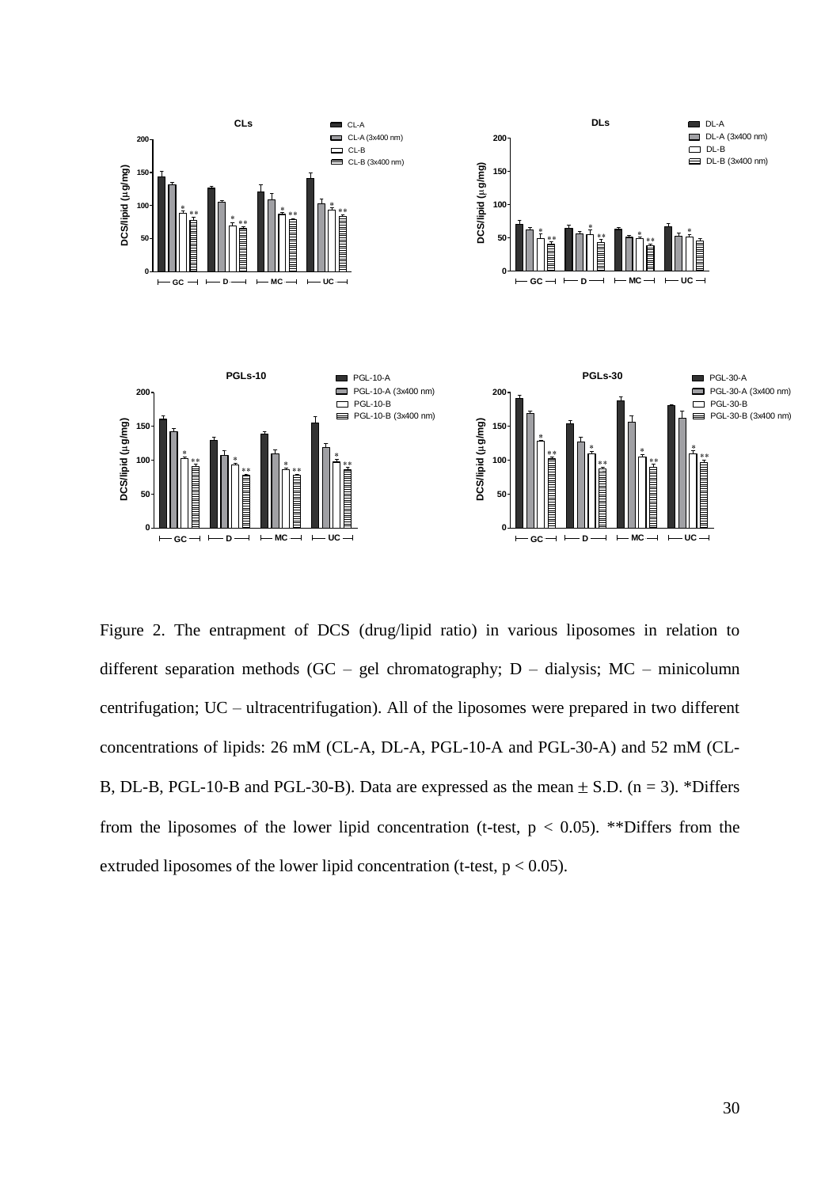Figure 2. The entrapment of DCS (drug/lipid ratio) in various liposomes in relation to different separation methods (GC – gel chromatography; D – dialysis; MC – minicolumn centrifugation; UC – ultracentrifugation). All of the liposomes were prepared in two different concentrations of lipids: 26 mM (CL-A, DL-A, PGL-10-A and PGL-30-A) and 52 mM (CL-B, DL-B, PGL-10-B and PGL-30-B). Data are expressed as the mean $\pm$ S.D. ($n = 3$). *Differs from the liposomes of the lower lipid concentration (t-test, $p < 0.05$). **Differs from the extruded liposomes of the lower lipid concentration (t-test, $p < 0.05$).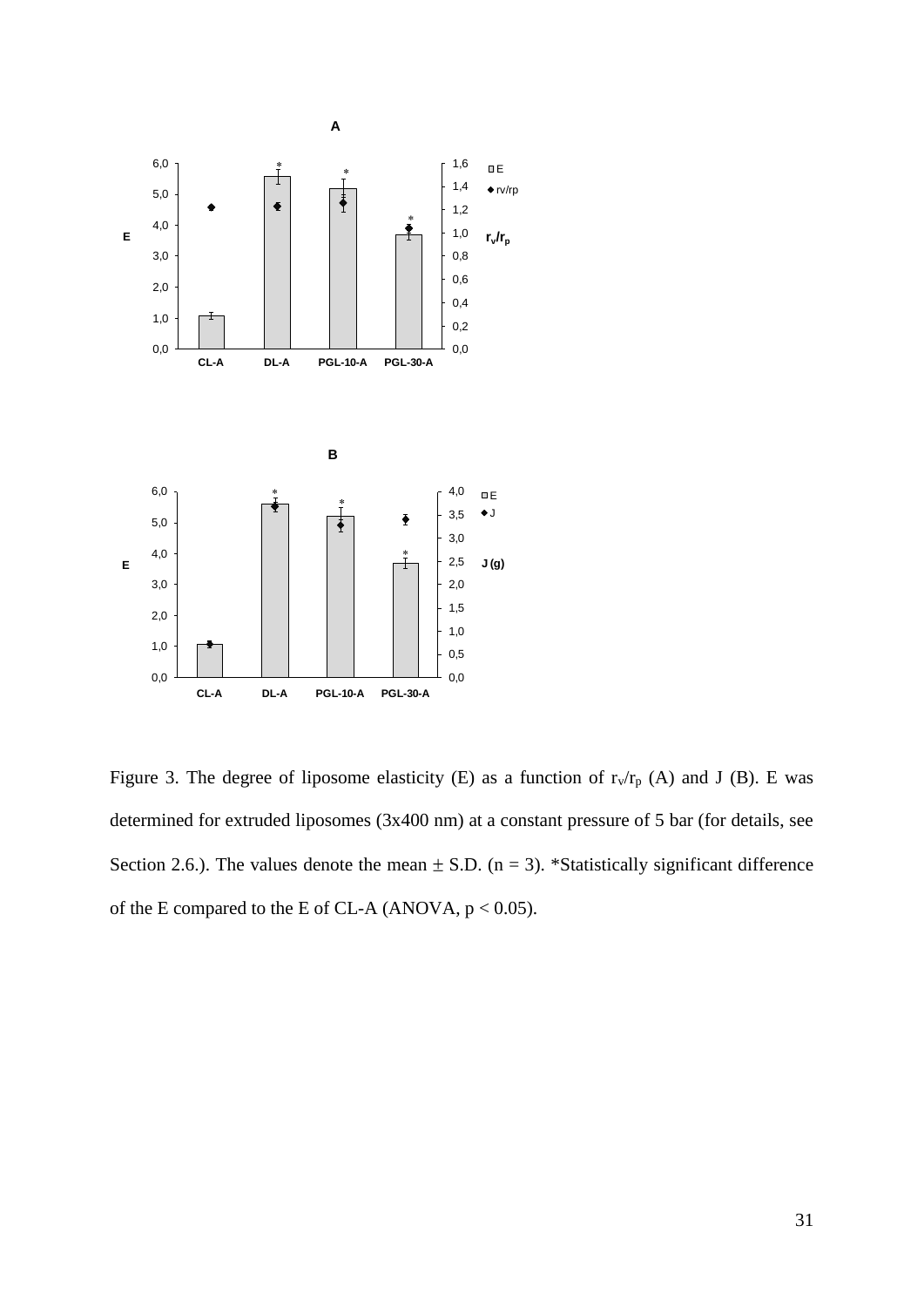**A**

**B**

Figure 3. The degree of liposome elasticity (E) as a function of $r_v/r_p$ (A) and J (B). E was determined for extruded liposomes (3x400 nm) at a constant pressure of 5 bar (for details, see Section 2.6.). The values denote the mean ± S.D. ($n = 3$). *Statistically significant difference of the E compared to the E of CL-A (ANOVA, $p < 0.05$).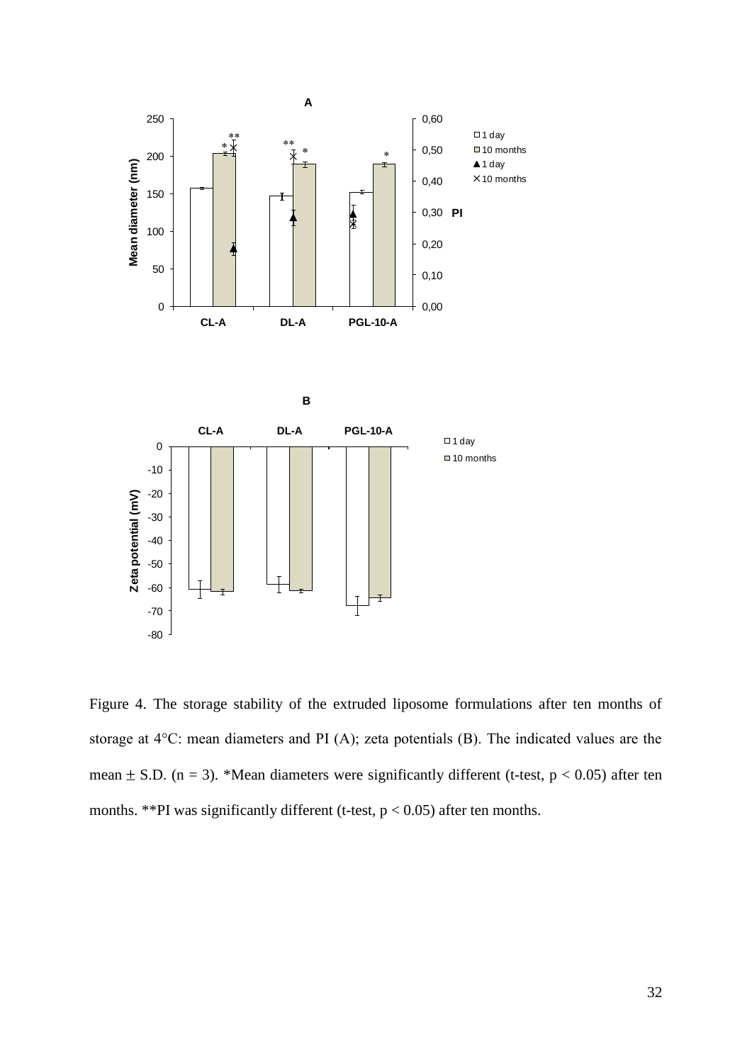Figure 4. The storage stability of the extruded liposome formulations after ten months of storage at 4°C: mean diameters and PI (A); zeta potentials (B). The indicated values are the mean ± S.D. (n = 3). *Mean diameters were significantly different (t-test, $p < 0.05$) after ten months. **PI was significantly different (t-test, $p < 0.05$) after ten months.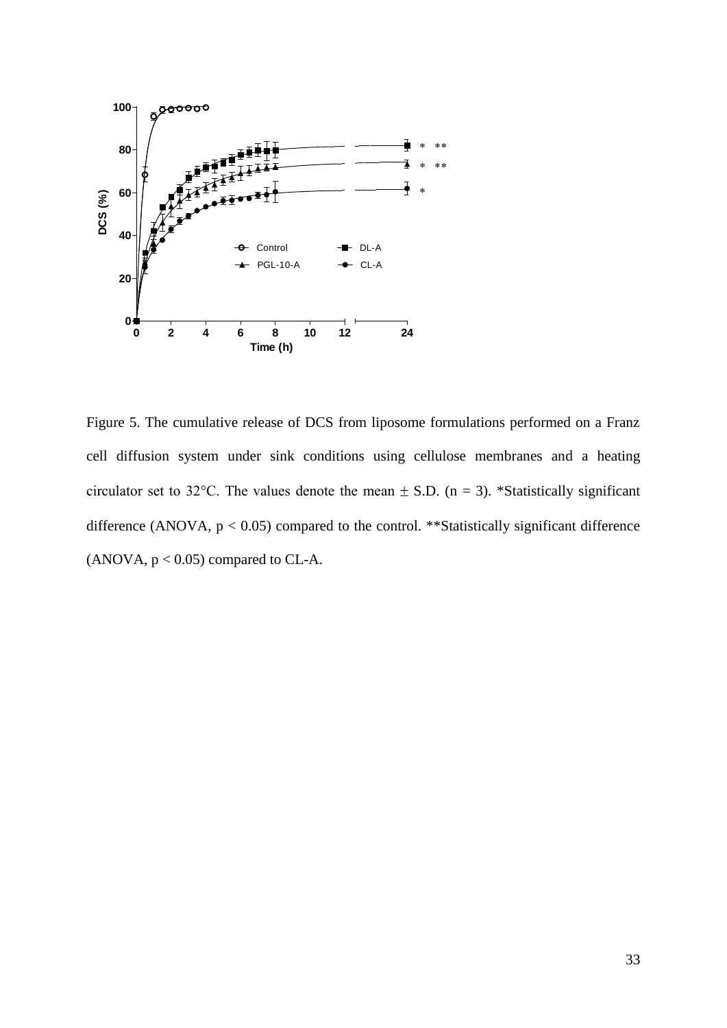Figure 5. The cumulative release of DCS from liposome formulations performed on a Franz cell diffusion system under sink conditions using cellulose membranes and a heating circulator set to 32°C. The values denote the mean ± S.D. ($n = 3$). *Statistically significant difference (ANOVA, $p < 0.05$) compared to the control. **Statistically significant difference (ANOVA, $p < 0.05$) compared to CL-A.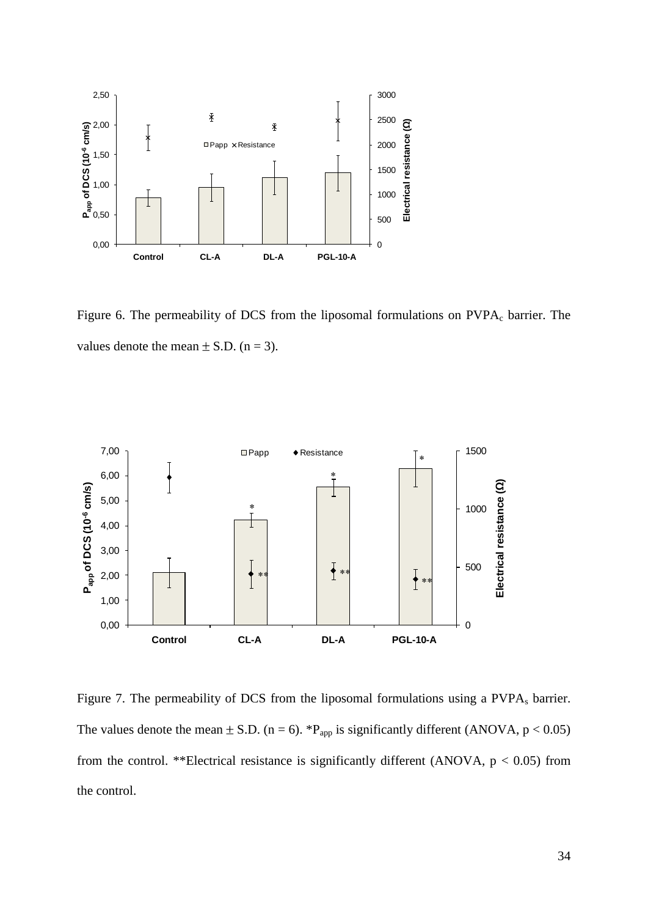2,50
2,00
1,50
1,00
0,50
0,00

$P_{app}$ of DCS ($10^{-6}$ cm/s)

3000
2500
2000
1500
1000
500
0

Electrical resistance (Ω)

Papp × Resistance

Control CL-A DL-A PGL-10-A

Figure 6. The permeability of DCS from the liposomal formulations on $PVPA_c$ barrier. The values denote the mean ± S.D. (n = 3).

7,00
6,00
5,00
4,00
3,00
2,00
1,00
0,00

$P_{app}$ of DCS ($10^{-6}$ cm/s)

1500
1000
500
0

Electrical resistance (Ω)

Papp ◆ Resistance

*
*
*
**
**
**

Control CL-A DL-A PGL-10-A

Figure 7. The permeability of DCS from the liposomal formulations using a $PVPA_s$ barrier. The values denote the mean ± S.D. (n = 6). *$P_{app}$ is significantly different (ANOVA, $p < 0.05$) from the control. **Electrical resistance is significantly different (ANOVA, $p < 0.05$) from the control.